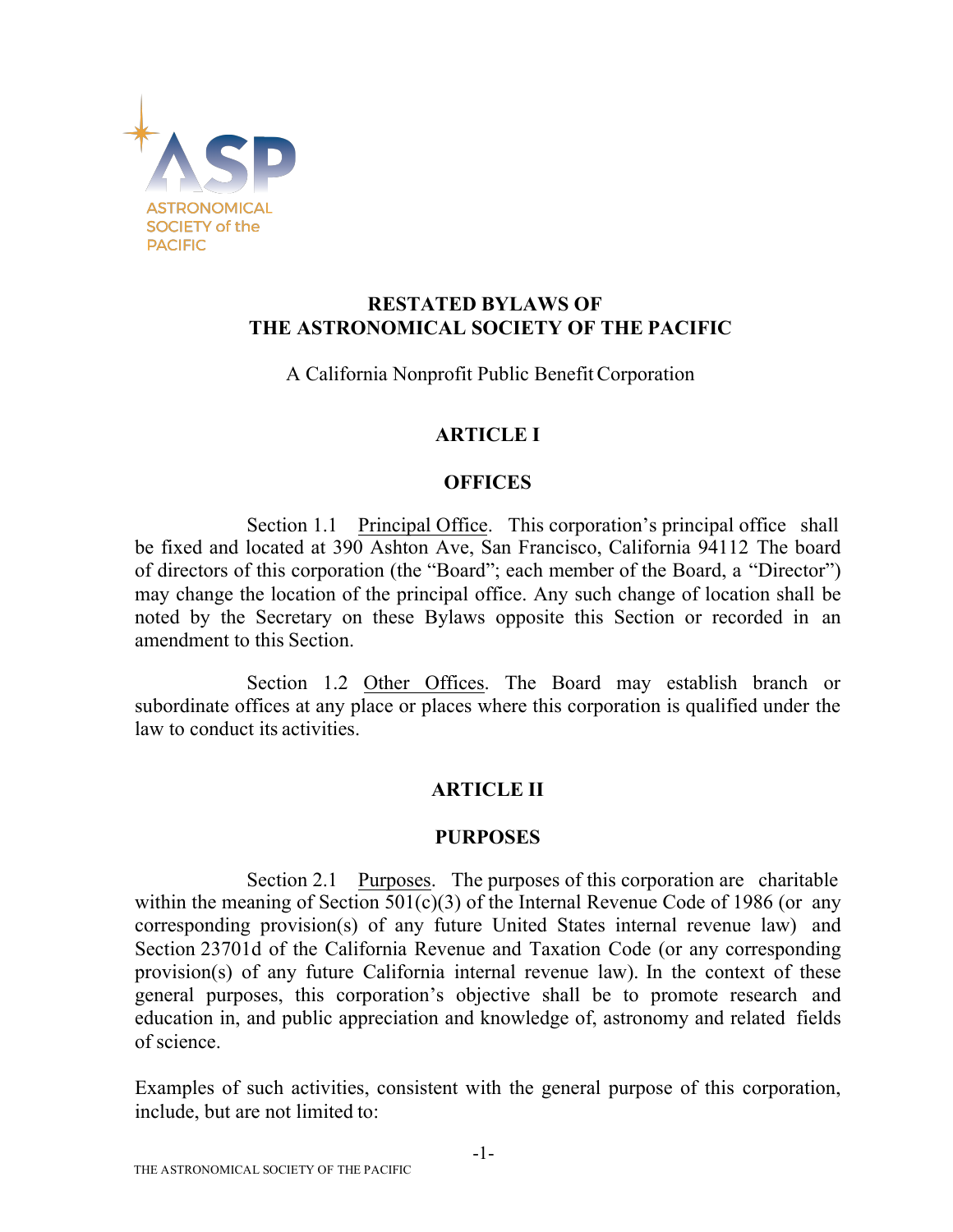ASTRONOMICAL SOCIETY of the PACIFIC

# RESTATED BYLAWS OF THE ASTRONOMICAL SOCIETY OF THE PACIFIC

A California Nonprofit Public Benefit Corporation

## ARTICLE I

## OFFICES

Section 1.1 Principal Office. This corporation's principal office shall be fixed and located at 390 Ashton Ave, San Francisco, California 94112 The board of directors of this corporation (the "Board"; each member of the Board, a "Director") may change the location of the principal office. Any such change of location shall be noted by the Secretary on these Bylaws opposite this Section or recorded in an amendment to this Section.

Section 1.2 Other Offices. The Board may establish branch or subordinate offices at any place or places where this corporation is qualified under the law to conduct its activities.

## ARTICLE II

## PURPOSES

Section 2.1 Purposes. The purposes of this corporation are charitable within the meaning of Section 501(c)(3) of the Internal Revenue Code of 1986 (or any corresponding provision(s) of any future United States internal revenue law) and Section 23701d of the California Revenue and Taxation Code (or any corresponding provision(s) of any future California internal revenue law). In the context of these general purposes, this corporation's objective shall be to promote research and education in, and public appreciation and knowledge of, astronomy and related fields of science.

Examples of such activities, consistent with the general purpose of this corporation, include, but are not limited to: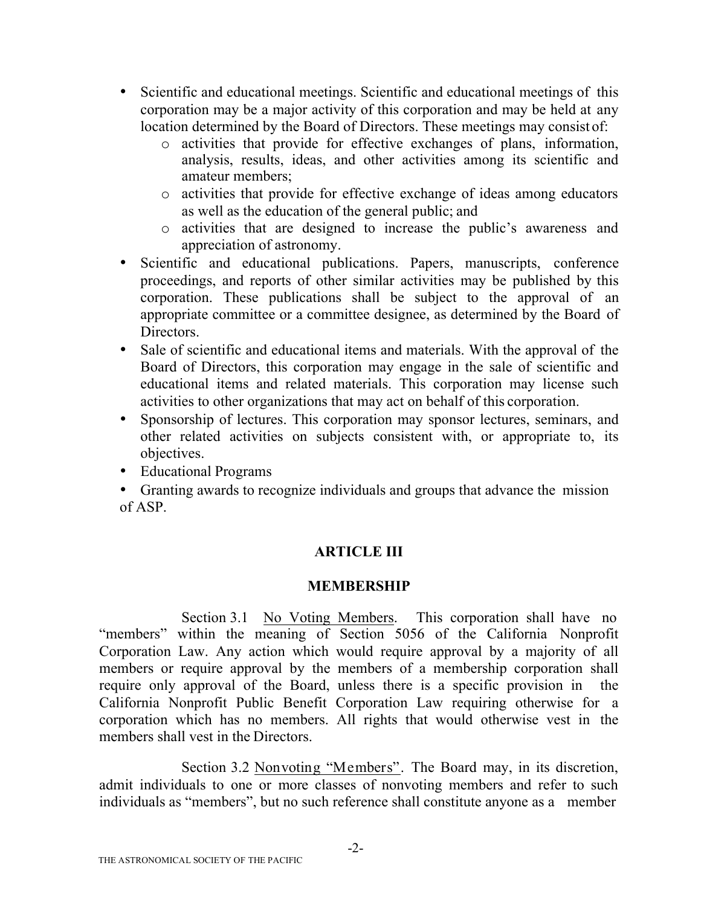- Scientific and educational meetings. Scientific and educational meetings of this corporation may be a major activity of this corporation and may be held at any location determined by the Board of Directors. These meetings may consist of:
  - activities that provide for effective exchanges of plans, information, analysis, results, ideas, and other activities among its scientific and amateur members;
  - activities that provide for effective exchange of ideas among educators as well as the education of the general public; and
  - activities that are designed to increase the public's awareness and appreciation of astronomy.
- Scientific and educational publications. Papers, manuscripts, conference proceedings, and reports of other similar activities may be published by this corporation. These publications shall be subject to the approval of an appropriate committee or a committee designee, as determined by the Board of Directors.
- Sale of scientific and educational items and materials. With the approval of the Board of Directors, this corporation may engage in the sale of scientific and educational items and related materials. This corporation may license such activities to other organizations that may act on behalf of this corporation.
- Sponsorship of lectures. This corporation may sponsor lectures, seminars, and other related activities on subjects consistent with, or appropriate to, its objectives.
- Educational Programs
- Granting awards to recognize individuals and groups that advance the mission of ASP.

## ARTICLE III

## MEMBERSHIP

Section 3.1 No Voting Members. This corporation shall have no "members" within the meaning of Section 5056 of the California Nonprofit Corporation Law. Any action which would require approval by a majority of all members or require approval by the members of a membership corporation shall require only approval of the Board, unless there is a specific provision in the California Nonprofit Public Benefit Corporation Law requiring otherwise for a corporation which has no members. All rights that would otherwise vest in the members shall vest in the Directors.

Section 3.2 Nonvoting "Members". The Board may, in its discretion, admit individuals to one or more classes of nonvoting members and refer to such individuals as "members", but no such reference shall constitute anyone as a member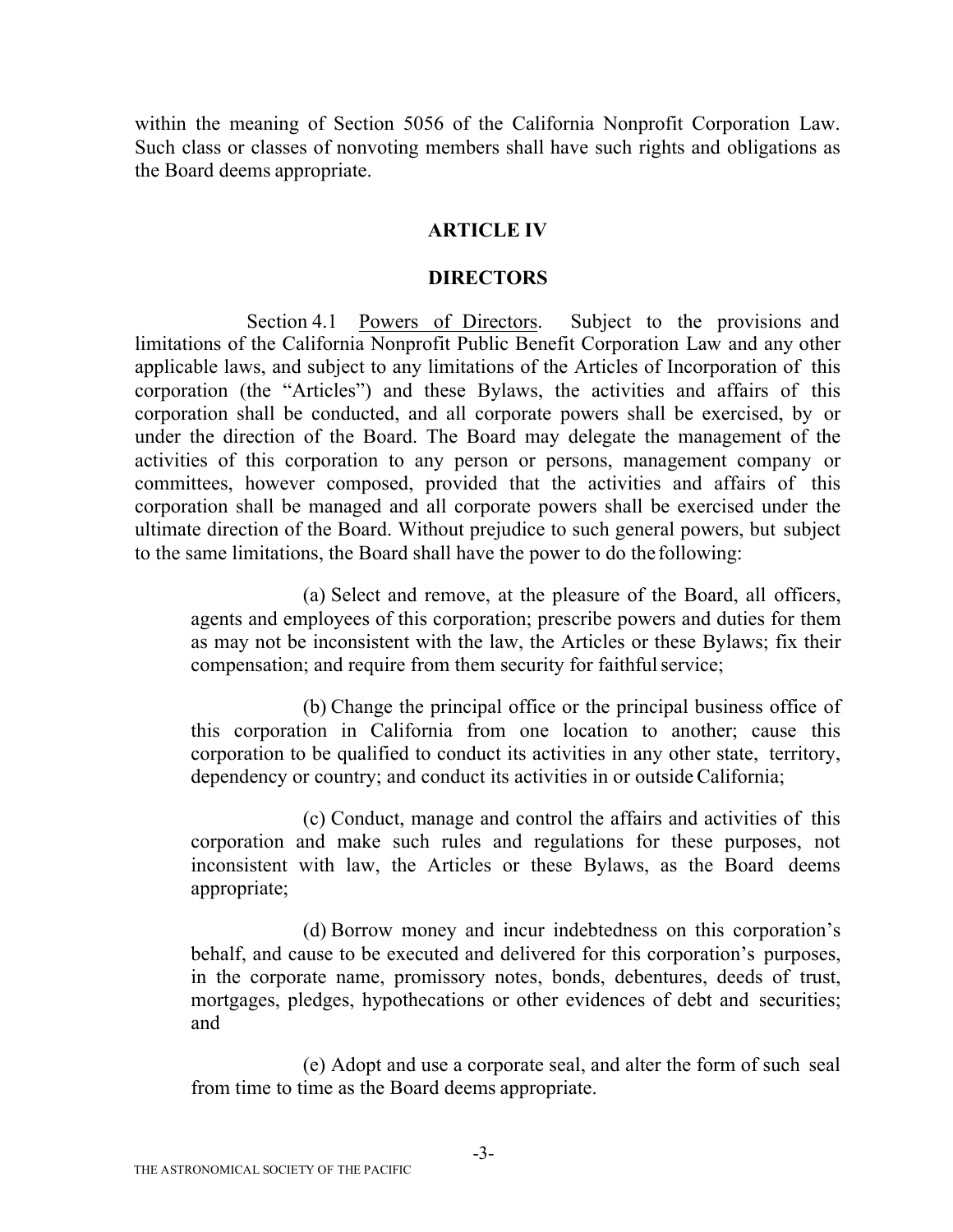within the meaning of Section 5056 of the California Nonprofit Corporation Law. Such class or classes of nonvoting members shall have such rights and obligations as the Board deems appropriate.

## ARTICLE IV

## DIRECTORS

Section 4.1 Powers of Directors. Subject to the provisions and limitations of the California Nonprofit Public Benefit Corporation Law and any other applicable laws, and subject to any limitations of the Articles of Incorporation of this corporation (the "Articles") and these Bylaws, the activities and affairs of this corporation shall be conducted, and all corporate powers shall be exercised, by or under the direction of the Board. The Board may delegate the management of the activities of this corporation to any person or persons, management company or committees, however composed, provided that the activities and affairs of this corporation shall be managed and all corporate powers shall be exercised under the ultimate direction of the Board. Without prejudice to such general powers, but subject to the same limitations, the Board shall have the power to do the following:

(a) Select and remove, at the pleasure of the Board, all officers, agents and employees of this corporation; prescribe powers and duties for them as may not be inconsistent with the law, the Articles or these Bylaws; fix their compensation; and require from them security for faithful service;

(b) Change the principal office or the principal business office of this corporation in California from one location to another; cause this corporation to be qualified to conduct its activities in any other state, territory, dependency or country; and conduct its activities in or outside California;

(c) Conduct, manage and control the affairs and activities of this corporation and make such rules and regulations for these purposes, not inconsistent with law, the Articles or these Bylaws, as the Board deems appropriate;

(d) Borrow money and incur indebtedness on this corporation's behalf, and cause to be executed and delivered for this corporation's purposes, in the corporate name, promissory notes, bonds, debentures, deeds of trust, mortgages, pledges, hypothecations or other evidences of debt and securities; and

(e) Adopt and use a corporate seal, and alter the form of such seal from time to time as the Board deems appropriate.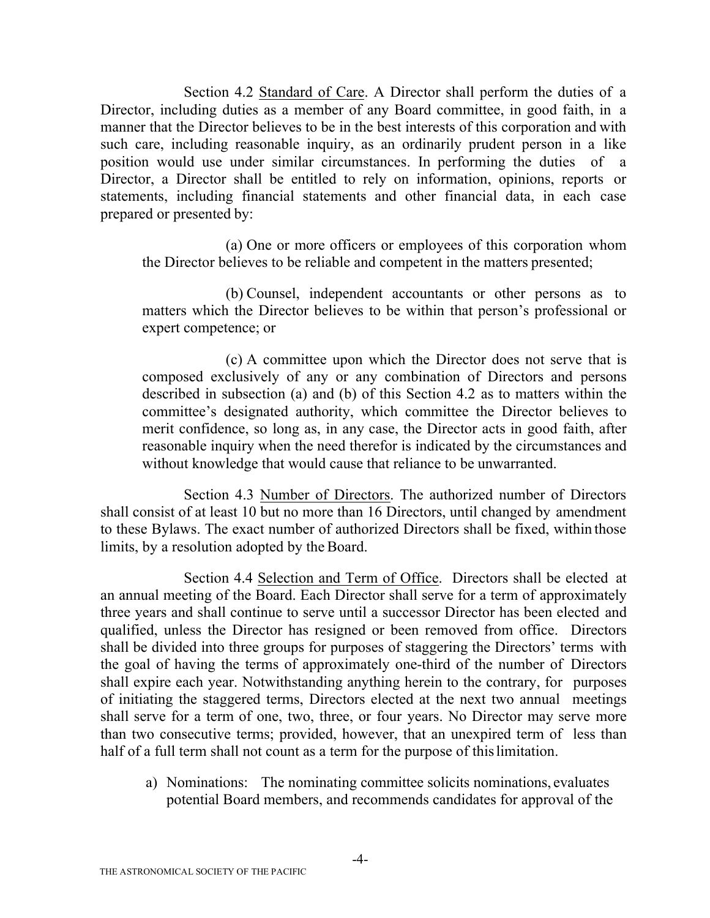Section 4.2 Standard of Care. A Director shall perform the duties of a Director, including duties as a member of any Board committee, in good faith, in a manner that the Director believes to be in the best interests of this corporation and with such care, including reasonable inquiry, as an ordinarily prudent person in a like position would use under similar circumstances. In performing the duties of a Director, a Director shall be entitled to rely on information, opinions, reports or statements, including financial statements and other financial data, in each case prepared or presented by:

(a) One or more officers or employees of this corporation whom the Director believes to be reliable and competent in the matters presented;

(b) Counsel, independent accountants or other persons as to matters which the Director believes to be within that person's professional or expert competence; or

(c) A committee upon which the Director does not serve that is composed exclusively of any or any combination of Directors and persons described in subsection (a) and (b) of this Section 4.2 as to matters within the committee's designated authority, which committee the Director believes to merit confidence, so long as, in any case, the Director acts in good faith, after reasonable inquiry when the need therefor is indicated by the circumstances and without knowledge that would cause that reliance to be unwarranted.

Section 4.3 Number of Directors. The authorized number of Directors shall consist of at least 10 but no more than 16 Directors, until changed by amendment to these Bylaws. The exact number of authorized Directors shall be fixed, within those limits, by a resolution adopted by the Board.

Section 4.4 Selection and Term of Office. Directors shall be elected at an annual meeting of the Board. Each Director shall serve for a term of approximately three years and shall continue to serve until a successor Director has been elected and qualified, unless the Director has resigned or been removed from office. Directors shall be divided into three groups for purposes of staggering the Directors' terms with the goal of having the terms of approximately one-third of the number of Directors shall expire each year. Notwithstanding anything herein to the contrary, for purposes of initiating the staggered terms, Directors elected at the next two annual meetings shall serve for a term of one, two, three, or four years. No Director may serve more than two consecutive terms; provided, however, that an unexpired term of less than half of a full term shall not count as a term for the purpose of this limitation.

a) Nominations: The nominating committee solicits nominations, evaluates potential Board members, and recommends candidates for approval of the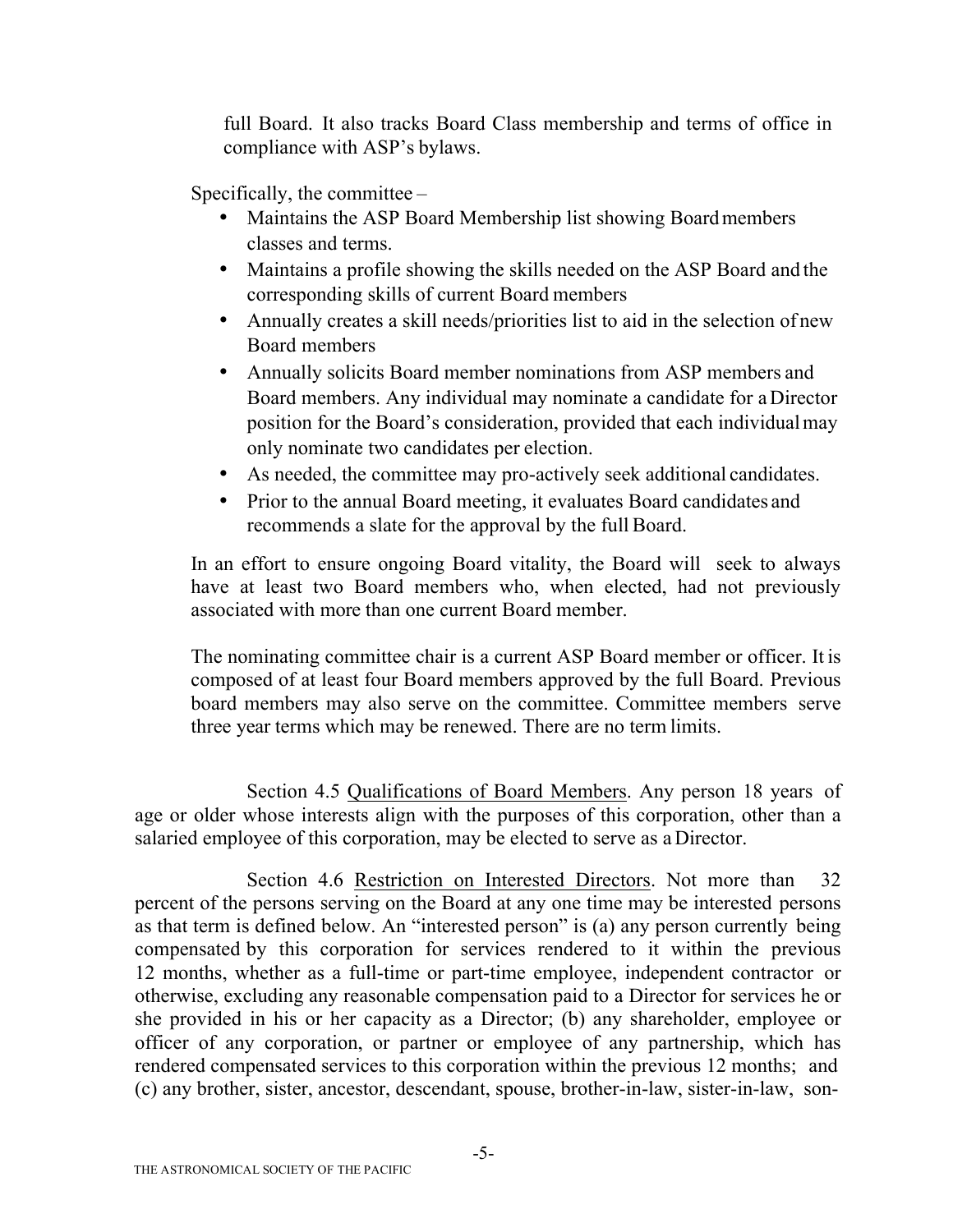full Board. It also tracks Board Class membership and terms of office in compliance with ASP's bylaws.

Specifically, the committee –

- Maintains the ASP Board Membership list showing Board members classes and terms.
- Maintains a profile showing the skills needed on the ASP Board and the corresponding skills of current Board members
- Annually creates a skill needs/priorities list to aid in the selection of new Board members
- Annually solicits Board member nominations from ASP members and Board members. Any individual may nominate a candidate for a Director position for the Board's consideration, provided that each individual may only nominate two candidates per election.
- As needed, the committee may pro-actively seek additional candidates.
- Prior to the annual Board meeting, it evaluates Board candidates and recommends a slate for the approval by the full Board.

In an effort to ensure ongoing Board vitality, the Board will seek to always have at least two Board members who, when elected, had not previously associated with more than one current Board member.

The nominating committee chair is a current ASP Board member or officer. It is composed of at least four Board members approved by the full Board. Previous board members may also serve on the committee. Committee members serve three year terms which may be renewed. There are no term limits.

Section 4.5 Qualifications of Board Members. Any person 18 years of age or older whose interests align with the purposes of this corporation, other than a salaried employee of this corporation, may be elected to serve as a Director.

Section 4.6 Restriction on Interested Directors. Not more than 32 percent of the persons serving on the Board at any one time may be interested persons as that term is defined below. An "interested person" is (a) any person currently being compensated by this corporation for services rendered to it within the previous 12 months, whether as a full-time or part-time employee, independent contractor or otherwise, excluding any reasonable compensation paid to a Director for services he or she provided in his or her capacity as a Director; (b) any shareholder, employee or officer of any corporation, or partner or employee of any partnership, which has rendered compensated services to this corporation within the previous 12 months; and (c) any brother, sister, ancestor, descendant, spouse, brother-in-law, sister-in-law, son-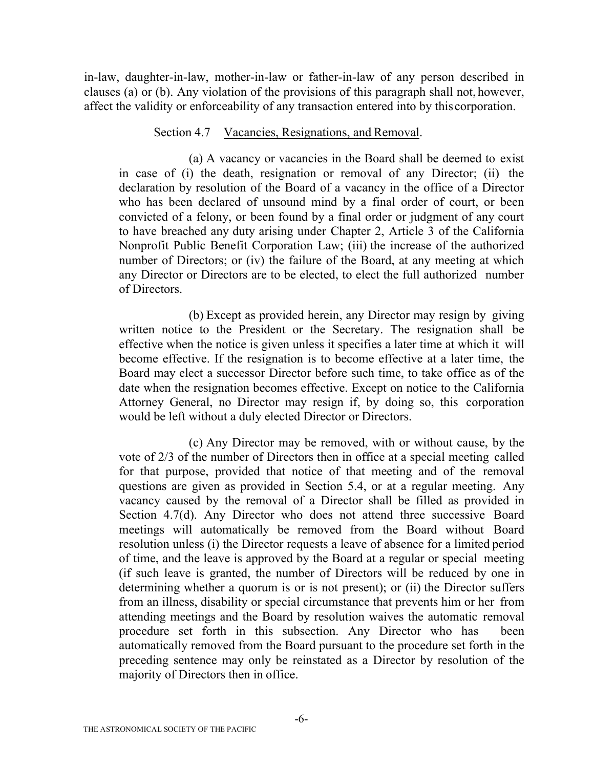in-law, daughter-in-law, mother-in-law or father-in-law of any person described in clauses (a) or (b). Any violation of the provisions of this paragraph shall not, however, affect the validity or enforceability of any transaction entered into by this corporation.

Section 4.7 Vacancies, Resignations, and Removal.

(a) A vacancy or vacancies in the Board shall be deemed to exist in case of (i) the death, resignation or removal of any Director; (ii) the declaration by resolution of the Board of a vacancy in the office of a Director who has been declared of unsound mind by a final order of court, or been convicted of a felony, or been found by a final order or judgment of any court to have breached any duty arising under Chapter 2, Article 3 of the California Nonprofit Public Benefit Corporation Law; (iii) the increase of the authorized number of Directors; or (iv) the failure of the Board, at any meeting at which any Director or Directors are to be elected, to elect the full authorized number of Directors.

(b) Except as provided herein, any Director may resign by giving written notice to the President or the Secretary. The resignation shall be effective when the notice is given unless it specifies a later time at which it will become effective. If the resignation is to become effective at a later time, the Board may elect a successor Director before such time, to take office as of the date when the resignation becomes effective. Except on notice to the California Attorney General, no Director may resign if, by doing so, this corporation would be left without a duly elected Director or Directors.

(c) Any Director may be removed, with or without cause, by the vote of 2/3 of the number of Directors then in office at a special meeting called for that purpose, provided that notice of that meeting and of the removal questions are given as provided in Section 5.4, or at a regular meeting. Any vacancy caused by the removal of a Director shall be filled as provided in Section 4.7(d). Any Director who does not attend three successive Board meetings will automatically be removed from the Board without Board resolution unless (i) the Director requests a leave of absence for a limited period of time, and the leave is approved by the Board at a regular or special meeting (if such leave is granted, the number of Directors will be reduced by one in determining whether a quorum is or is not present); or (ii) the Director suffers from an illness, disability or special circumstance that prevents him or her from attending meetings and the Board by resolution waives the automatic removal procedure set forth in this subsection. Any Director who has been automatically removed from the Board pursuant to the procedure set forth in the preceding sentence may only be reinstated as a Director by resolution of the majority of Directors then in office.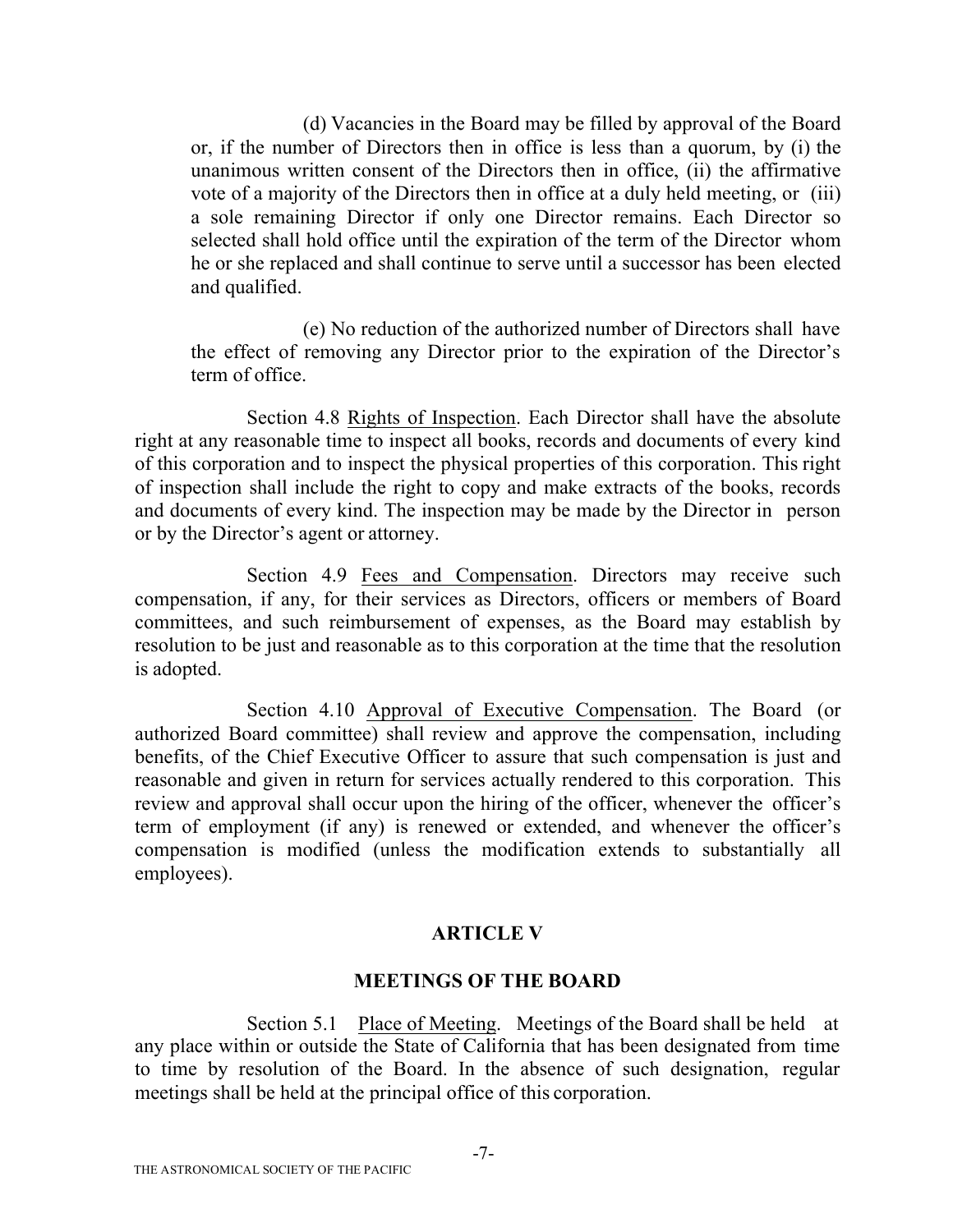(d) Vacancies in the Board may be filled by approval of the Board or, if the number of Directors then in office is less than a quorum, by (i) the unanimous written consent of the Directors then in office, (ii) the affirmative vote of a majority of the Directors then in office at a duly held meeting, or (iii) a sole remaining Director if only one Director remains. Each Director so selected shall hold office until the expiration of the term of the Director whom he or she replaced and shall continue to serve until a successor has been elected and qualified.

(e) No reduction of the authorized number of Directors shall have the effect of removing any Director prior to the expiration of the Director's term of office.

Section 4.8 Rights of Inspection. Each Director shall have the absolute right at any reasonable time to inspect all books, records and documents of every kind of this corporation and to inspect the physical properties of this corporation. This right of inspection shall include the right to copy and make extracts of the books, records and documents of every kind. The inspection may be made by the Director in person or by the Director's agent or attorney.

Section 4.9 Fees and Compensation. Directors may receive such compensation, if any, for their services as Directors, officers or members of Board committees, and such reimbursement of expenses, as the Board may establish by resolution to be just and reasonable as to this corporation at the time that the resolution is adopted.

Section 4.10 Approval of Executive Compensation. The Board (or authorized Board committee) shall review and approve the compensation, including benefits, of the Chief Executive Officer to assure that such compensation is just and reasonable and given in return for services actually rendered to this corporation. This review and approval shall occur upon the hiring of the officer, whenever the officer's term of employment (if any) is renewed or extended, and whenever the officer's compensation is modified (unless the modification extends to substantially all employees).

## ARTICLE V

## MEETINGS OF THE BOARD

Section 5.1 Place of Meeting. Meetings of the Board shall be held at any place within or outside the State of California that has been designated from time to time by resolution of the Board. In the absence of such designation, regular meetings shall be held at the principal office of this corporation.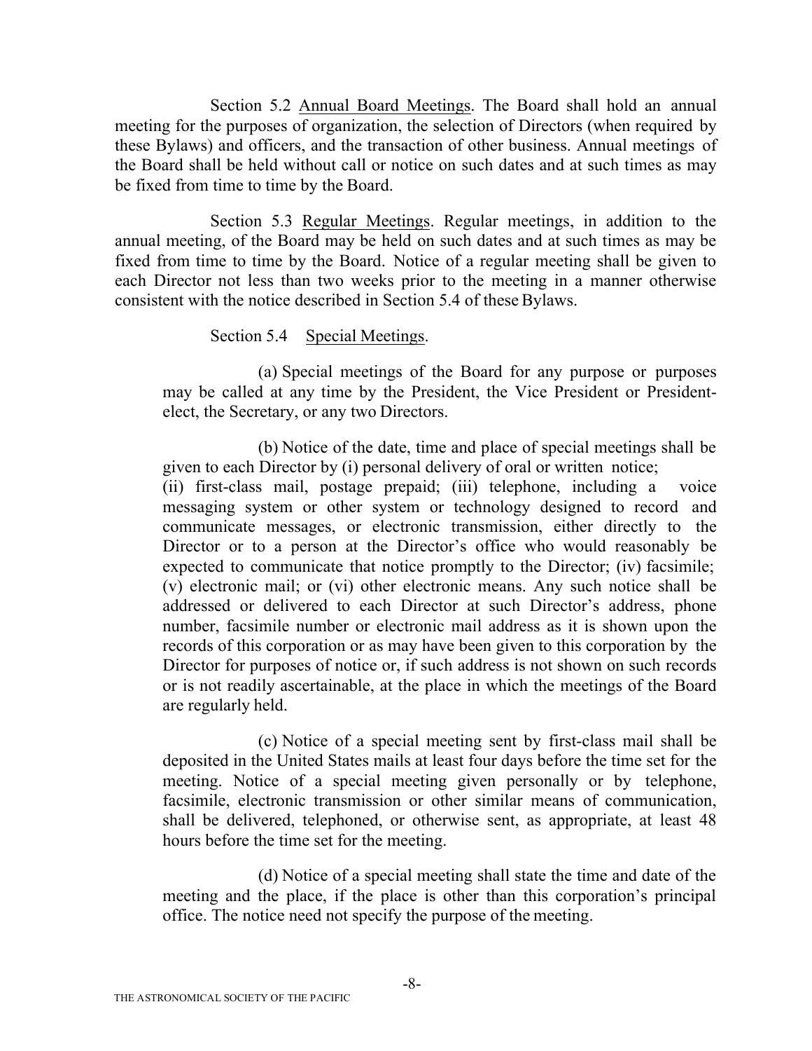Section 5.2 Annual Board Meetings. The Board shall hold an annual meeting for the purposes of organization, the selection of Directors (when required by these Bylaws) and officers, and the transaction of other business. Annual meetings of the Board shall be held without call or notice on such dates and at such times as may be fixed from time to time by the Board.

Section 5.3 Regular Meetings. Regular meetings, in addition to the annual meeting, of the Board may be held on such dates and at such times as may be fixed from time to time by the Board. Notice of a regular meeting shall be given to each Director not less than two weeks prior to the meeting in a manner otherwise consistent with the notice described in Section 5.4 of these Bylaws.

Section 5.4 Special Meetings.

(a) Special meetings of the Board for any purpose or purposes may be called at any time by the President, the Vice President or President-elect, the Secretary, or any two Directors.

(b) Notice of the date, time and place of special meetings shall be given to each Director by (i) personal delivery of oral or written notice; (ii) first-class mail, postage prepaid; (iii) telephone, including a voice messaging system or other system or technology designed to record and communicate messages, or electronic transmission, either directly to the Director or to a person at the Director's office who would reasonably be expected to communicate that notice promptly to the Director; (iv) facsimile; (v) electronic mail; or (vi) other electronic means. Any such notice shall be addressed or delivered to each Director at such Director's address, phone number, facsimile number or electronic mail address as it is shown upon the records of this corporation or as may have been given to this corporation by the Director for purposes of notice or, if such address is not shown on such records or is not readily ascertainable, at the place in which the meetings of the Board are regularly held.

(c) Notice of a special meeting sent by first-class mail shall be deposited in the United States mails at least four days before the time set for the meeting. Notice of a special meeting given personally or by telephone, facsimile, electronic transmission or other similar means of communication, shall be delivered, telephoned, or otherwise sent, as appropriate, at least 48 hours before the time set for the meeting.

(d) Notice of a special meeting shall state the time and date of the meeting and the place, if the place is other than this corporation's principal office. The notice need not specify the purpose of the meeting.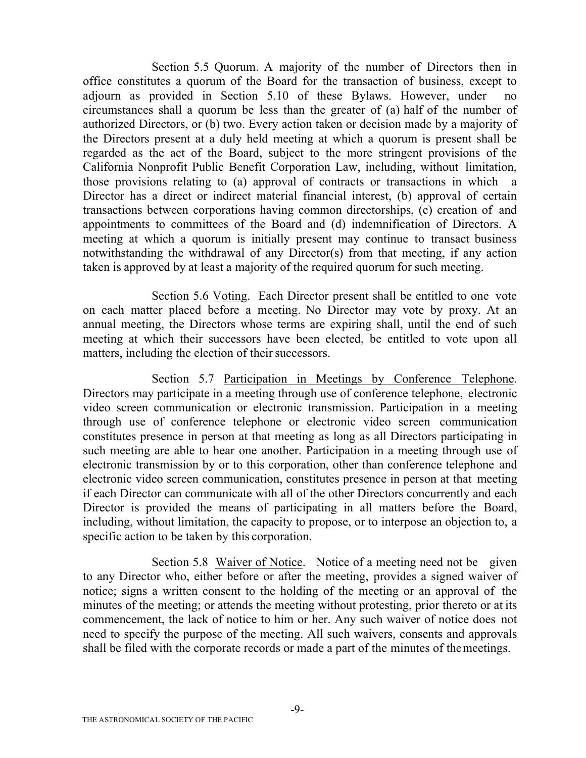Section 5.5 <u>Quorum</u>. A majority of the number of Directors then in office constitutes a quorum of the Board for the transaction of business, except to adjourn as provided in Section 5.10 of these Bylaws. However, under no circumstances shall a quorum be less than the greater of (a) half of the number of authorized Directors, or (b) two. Every action taken or decision made by a majority of the Directors present at a duly held meeting at which a quorum is present shall be regarded as the act of the Board, subject to the more stringent provisions of the California Nonprofit Public Benefit Corporation Law, including, without limitation, those provisions relating to (a) approval of contracts or transactions in which a Director has a direct or indirect material financial interest, (b) approval of certain transactions between corporations having common directorships, (c) creation of and appointments to committees of the Board and (d) indemnification of Directors. A meeting at which a quorum is initially present may continue to transact business notwithstanding the withdrawal of any Director(s) from that meeting, if any action taken is approved by at least a majority of the required quorum for such meeting.

Section 5.6 <u>Voting</u>. Each Director present shall be entitled to one vote on each matter placed before a meeting. No Director may vote by proxy. At an annual meeting, the Directors whose terms are expiring shall, until the end of such meeting at which their successors have been elected, be entitled to vote upon all matters, including the election of their successors.

Section 5.7 <u>Participation in Meetings by Conference Telephone</u>. Directors may participate in a meeting through use of conference telephone, electronic video screen communication or electronic transmission. Participation in a meeting through use of conference telephone or electronic video screen communication constitutes presence in person at that meeting as long as all Directors participating in such meeting are able to hear one another. Participation in a meeting through use of electronic transmission by or to this corporation, other than conference telephone and electronic video screen communication, constitutes presence in person at that meeting if each Director can communicate with all of the other Directors concurrently and each Director is provided the means of participating in all matters before the Board, including, without limitation, the capacity to propose, or to interpose an objection to, a specific action to be taken by this corporation.

Section 5.8 <u>Waiver of Notice</u>. Notice of a meeting need not be given to any Director who, either before or after the meeting, provides a signed waiver of notice; signs a written consent to the holding of the meeting or an approval of the minutes of the meeting; or attends the meeting without protesting, prior thereto or at its commencement, the lack of notice to him or her. Any such waiver of notice does not need to specify the purpose of the meeting. All such waivers, consents and approvals shall be filed with the corporate records or made a part of the minutes of the meetings.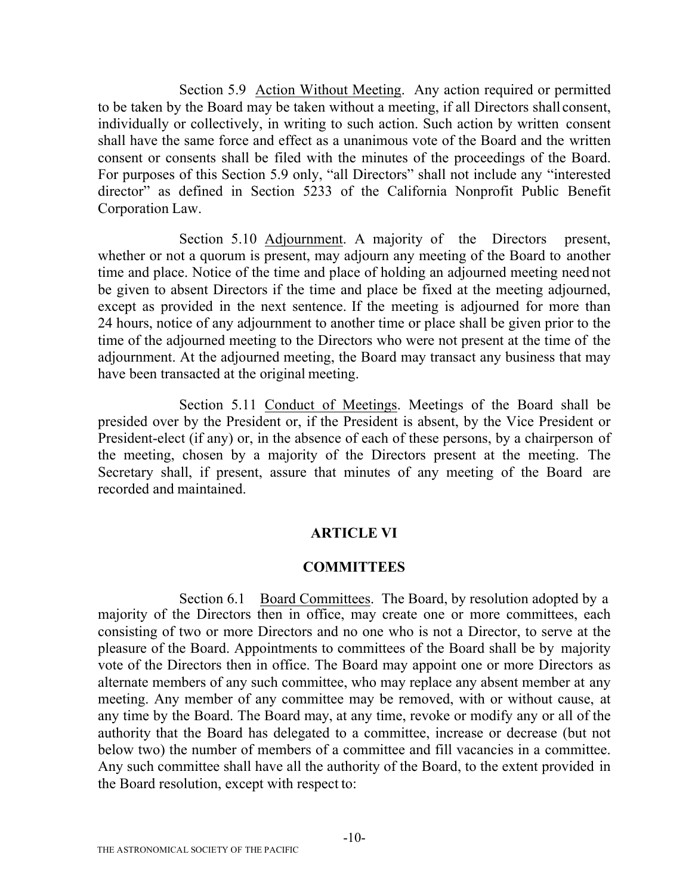Section 5.9 Action Without Meeting. Any action required or permitted to be taken by the Board may be taken without a meeting, if all Directors shall consent, individually or collectively, in writing to such action. Such action by written consent shall have the same force and effect as a unanimous vote of the Board and the written consent or consents shall be filed with the minutes of the proceedings of the Board. For purposes of this Section 5.9 only, "all Directors" shall not include any "interested director" as defined in Section 5233 of the California Nonprofit Public Benefit Corporation Law.

Section 5.10 Adjournment. A majority of the Directors present, whether or not a quorum is present, may adjourn any meeting of the Board to another time and place. Notice of the time and place of holding an adjourned meeting need not be given to absent Directors if the time and place be fixed at the meeting adjourned, except as provided in the next sentence. If the meeting is adjourned for more than 24 hours, notice of any adjournment to another time or place shall be given prior to the time of the adjourned meeting to the Directors who were not present at the time of the adjournment. At the adjourned meeting, the Board may transact any business that may have been transacted at the original meeting.

Section 5.11 Conduct of Meetings. Meetings of the Board shall be presided over by the President or, if the President is absent, by the Vice President or President-elect (if any) or, in the absence of each of these persons, by a chairperson of the meeting, chosen by a majority of the Directors present at the meeting. The Secretary shall, if present, assure that minutes of any meeting of the Board are recorded and maintained.

## ARTICLE VI

## COMMITTEES

Section 6.1 Board Committees. The Board, by resolution adopted by a majority of the Directors then in office, may create one or more committees, each consisting of two or more Directors and no one who is not a Director, to serve at the pleasure of the Board. Appointments to committees of the Board shall be by majority vote of the Directors then in office. The Board may appoint one or more Directors as alternate members of any such committee, who may replace any absent member at any meeting. Any member of any committee may be removed, with or without cause, at any time by the Board. The Board may, at any time, revoke or modify any or all of the authority that the Board has delegated to a committee, increase or decrease (but not below two) the number of members of a committee and fill vacancies in a committee. Any such committee shall have all the authority of the Board, to the extent provided in the Board resolution, except with respect to: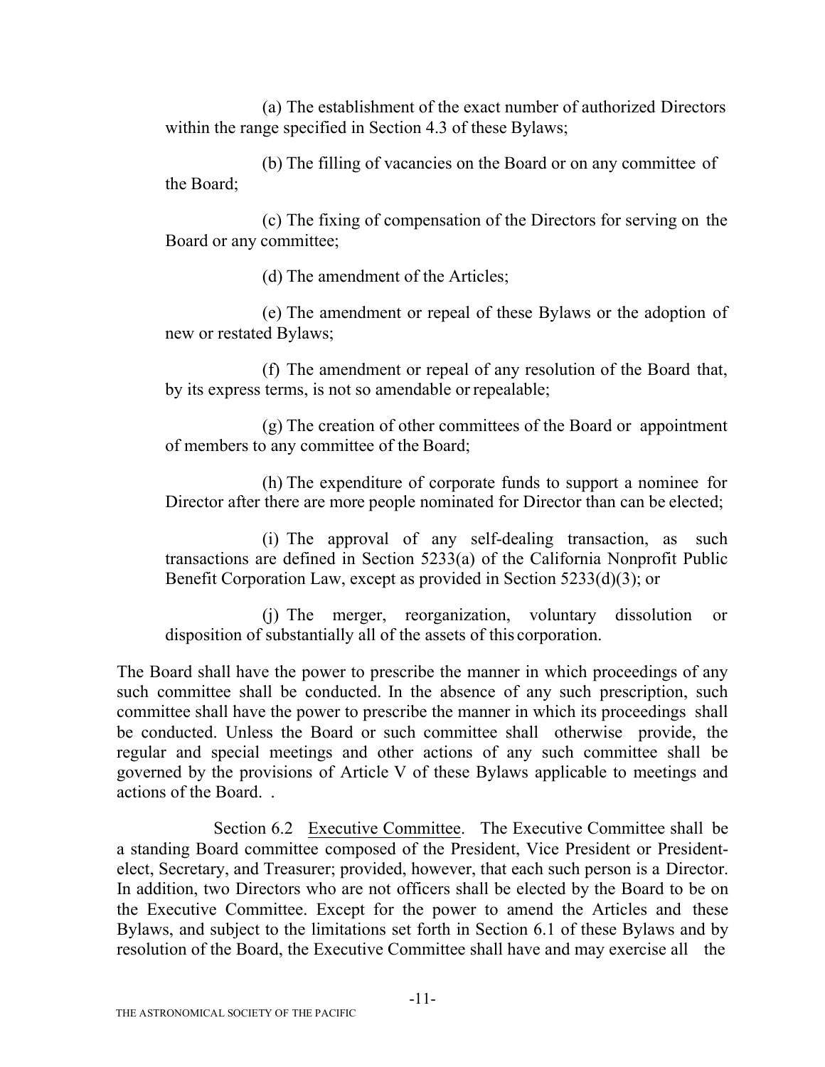(a) The establishment of the exact number of authorized Directors within the range specified in Section 4.3 of these Bylaws;

(b) The filling of vacancies on the Board or on any committee of the Board;

(c) The fixing of compensation of the Directors for serving on the Board or any committee;

(d) The amendment of the Articles;

(e) The amendment or repeal of these Bylaws or the adoption of new or restated Bylaws;

(f) The amendment or repeal of any resolution of the Board that, by its express terms, is not so amendable or repealable;

(g) The creation of other committees of the Board or appointment of members to any committee of the Board;

(h) The expenditure of corporate funds to support a nominee for Director after there are more people nominated for Director than can be elected;

(i) The approval of any self-dealing transaction, as such transactions are defined in Section 5233(a) of the California Nonprofit Public Benefit Corporation Law, except as provided in Section 5233(d)(3); or

(j) The merger, reorganization, voluntary dissolution or disposition of substantially all of the assets of this corporation.

The Board shall have the power to prescribe the manner in which proceedings of any such committee shall be conducted. In the absence of any such prescription, such committee shall have the power to prescribe the manner in which its proceedings shall be conducted. Unless the Board or such committee shall otherwise provide, the regular and special meetings and other actions of any such committee shall be governed by the provisions of Article V of these Bylaws applicable to meetings and actions of the Board. .

Section 6.2 Executive Committee. The Executive Committee shall be a standing Board committee composed of the President, Vice President or President-elect, Secretary, and Treasurer; provided, however, that each such person is a Director. In addition, two Directors who are not officers shall be elected by the Board to be on the Executive Committee. Except for the power to amend the Articles and these Bylaws, and subject to the limitations set forth in Section 6.1 of these Bylaws and by resolution of the Board, the Executive Committee shall have and may exercise all the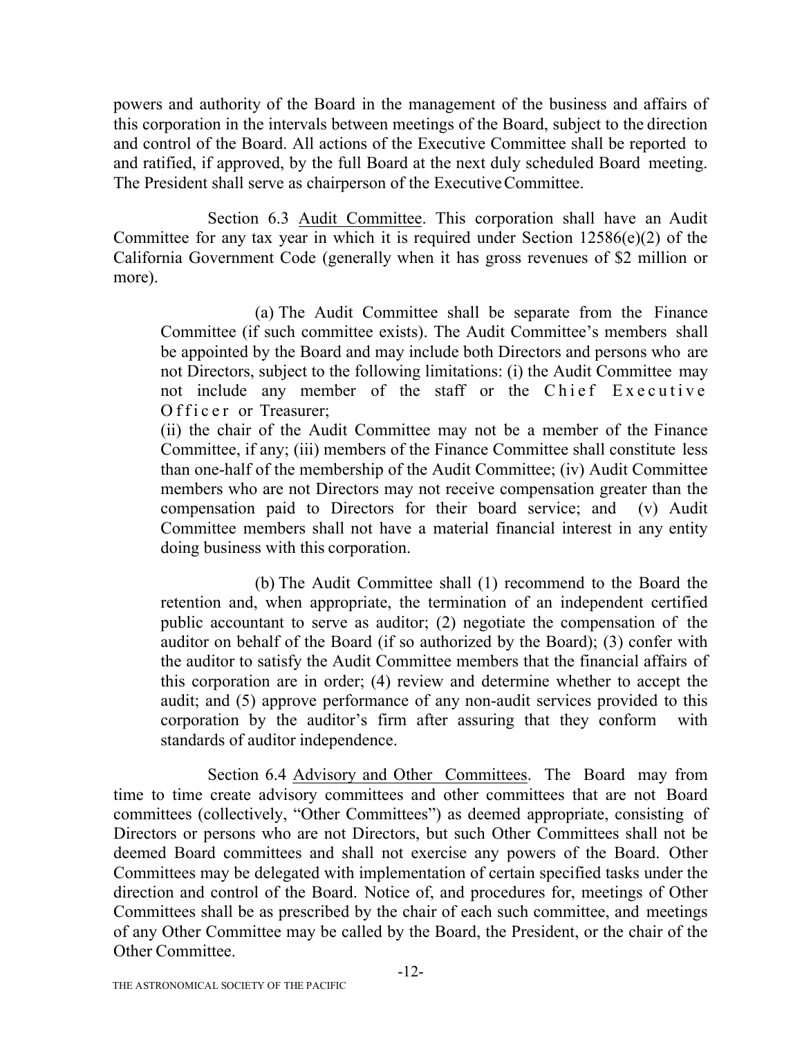powers and authority of the Board in the management of the business and affairs of this corporation in the intervals between meetings of the Board, subject to the direction and control of the Board. All actions of the Executive Committee shall be reported to and ratified, if approved, by the full Board at the next duly scheduled Board meeting. The President shall serve as chairperson of the Executive Committee.

Section 6.3 Audit Committee. This corporation shall have an Audit Committee for any tax year in which it is required under Section 12586(e)(2) of the California Government Code (generally when it has gross revenues of $2 million or more).

(a) The Audit Committee shall be separate from the Finance Committee (if such committee exists). The Audit Committee's members shall be appointed by the Board and may include both Directors and persons who are not Directors, subject to the following limitations: (i) the Audit Committee may not include any member of the staff or the Chief Executive Officer or Treasurer; (ii) the chair of the Audit Committee may not be a member of the Finance Committee, if any; (iii) members of the Finance Committee shall constitute less than one-half of the membership of the Audit Committee; (iv) Audit Committee members who are not Directors may not receive compensation greater than the compensation paid to Directors for their board service; and (v) Audit Committee members shall not have a material financial interest in any entity doing business with this corporation.

(b) The Audit Committee shall (1) recommend to the Board the retention and, when appropriate, the termination of an independent certified public accountant to serve as auditor; (2) negotiate the compensation of the auditor on behalf of the Board (if so authorized by the Board); (3) confer with the auditor to satisfy the Audit Committee members that the financial affairs of this corporation are in order; (4) review and determine whether to accept the audit; and (5) approve performance of any non-audit services provided to this corporation by the auditor's firm after assuring that they conform with standards of auditor independence.

Section 6.4 Advisory and Other Committees. The Board may from time to time create advisory committees and other committees that are not Board committees (collectively, "Other Committees") as deemed appropriate, consisting of Directors or persons who are not Directors, but such Other Committees shall not be deemed Board committees and shall not exercise any powers of the Board. Other Committees may be delegated with implementation of certain specified tasks under the direction and control of the Board. Notice of, and procedures for, meetings of Other Committees shall be as prescribed by the chair of each such committee, and meetings of any Other Committee may be called by the Board, the President, or the chair of the Other Committee.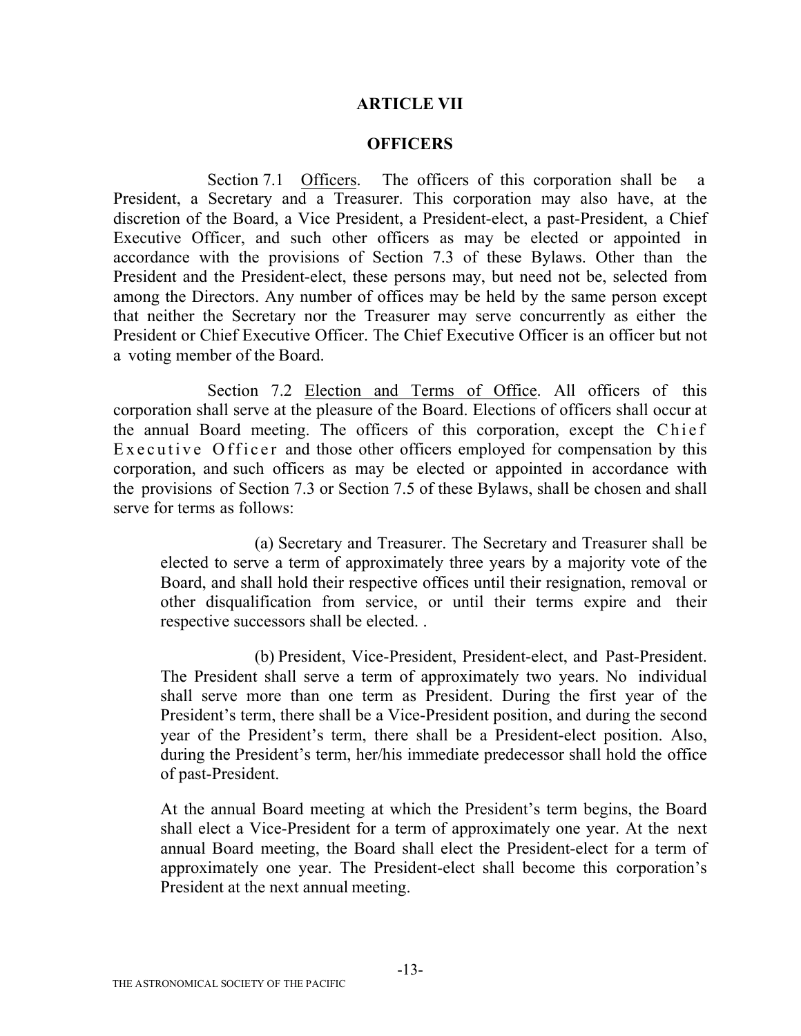## ARTICLE VII

## OFFICERS

Section 7.1 Officers. The officers of this corporation shall be a President, a Secretary and a Treasurer. This corporation may also have, at the discretion of the Board, a Vice President, a President-elect, a past-President, a Chief Executive Officer, and such other officers as may be elected or appointed in accordance with the provisions of Section 7.3 of these Bylaws. Other than the President and the President-elect, these persons may, but need not be, selected from among the Directors. Any number of offices may be held by the same person except that neither the Secretary nor the Treasurer may serve concurrently as either the President or Chief Executive Officer. The Chief Executive Officer is an officer but not a voting member of the Board.

Section 7.2 Election and Terms of Office. All officers of this corporation shall serve at the pleasure of the Board. Elections of officers shall occur at the annual Board meeting. The officers of this corporation, except the Chief Executive Officer and those other officers employed for compensation by this corporation, and such officers as may be elected or appointed in accordance with the provisions of Section 7.3 or Section 7.5 of these Bylaws, shall be chosen and shall serve for terms as follows:

(a) Secretary and Treasurer. The Secretary and Treasurer shall be elected to serve a term of approximately three years by a majority vote of the Board, and shall hold their respective offices until their resignation, removal or other disqualification from service, or until their terms expire and their respective successors shall be elected. .

(b) President, Vice-President, President-elect, and Past-President. The President shall serve a term of approximately two years. No individual shall serve more than one term as President. During the first year of the President's term, there shall be a Vice-President position, and during the second year of the President's term, there shall be a President-elect position. Also, during the President's term, her/his immediate predecessor shall hold the office of past-President.

At the annual Board meeting at which the President's term begins, the Board shall elect a Vice-President for a term of approximately one year. At the next annual Board meeting, the Board shall elect the President-elect for a term of approximately one year. The President-elect shall become this corporation's President at the next annual meeting.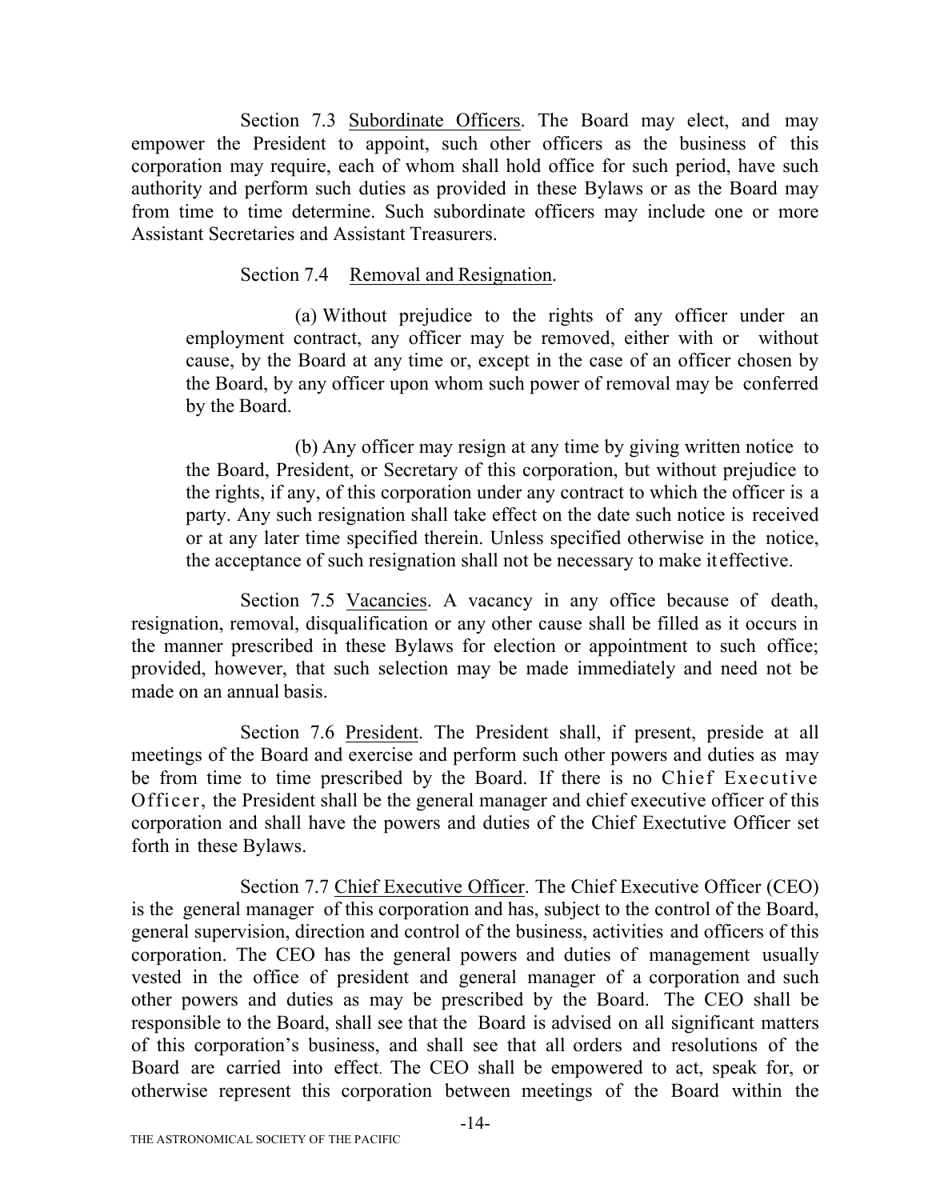Section 7.3 Subordinate Officers. The Board may elect, and may empower the President to appoint, such other officers as the business of this corporation may require, each of whom shall hold office for such period, have such authority and perform such duties as provided in these Bylaws or as the Board may from time to time determine. Such subordinate officers may include one or more Assistant Secretaries and Assistant Treasurers.

Section 7.4 Removal and Resignation.

(a) Without prejudice to the rights of any officer under an employment contract, any officer may be removed, either with or without cause, by the Board at any time or, except in the case of an officer chosen by the Board, by any officer upon whom such power of removal may be conferred by the Board.

(b) Any officer may resign at any time by giving written notice to the Board, President, or Secretary of this corporation, but without prejudice to the rights, if any, of this corporation under any contract to which the officer is a party. Any such resignation shall take effect on the date such notice is received or at any later time specified therein. Unless specified otherwise in the notice, the acceptance of such resignation shall not be necessary to make it effective.

Section 7.5 Vacancies. A vacancy in any office because of death, resignation, removal, disqualification or any other cause shall be filled as it occurs in the manner prescribed in these Bylaws for election or appointment to such office; provided, however, that such selection may be made immediately and need not be made on an annual basis.

Section 7.6 President. The President shall, if present, preside at all meetings of the Board and exercise and perform such other powers and duties as may be from time to time prescribed by the Board. If there is no Chief Executive Officer, the President shall be the general manager and chief executive officer of this corporation and shall have the powers and duties of the Chief Exectutive Officer set forth in these Bylaws.

Section 7.7 Chief Executive Officer. The Chief Executive Officer (CEO) is the general manager of this corporation and has, subject to the control of the Board, general supervision, direction and control of the business, activities and officers of this corporation. The CEO has the general powers and duties of management usually vested in the office of president and general manager of a corporation and such other powers and duties as may be prescribed by the Board. The CEO shall be responsible to the Board, shall see that the Board is advised on all significant matters of this corporation's business, and shall see that all orders and resolutions of the Board are carried into effect. The CEO shall be empowered to act, speak for, or otherwise represent this corporation between meetings of the Board within the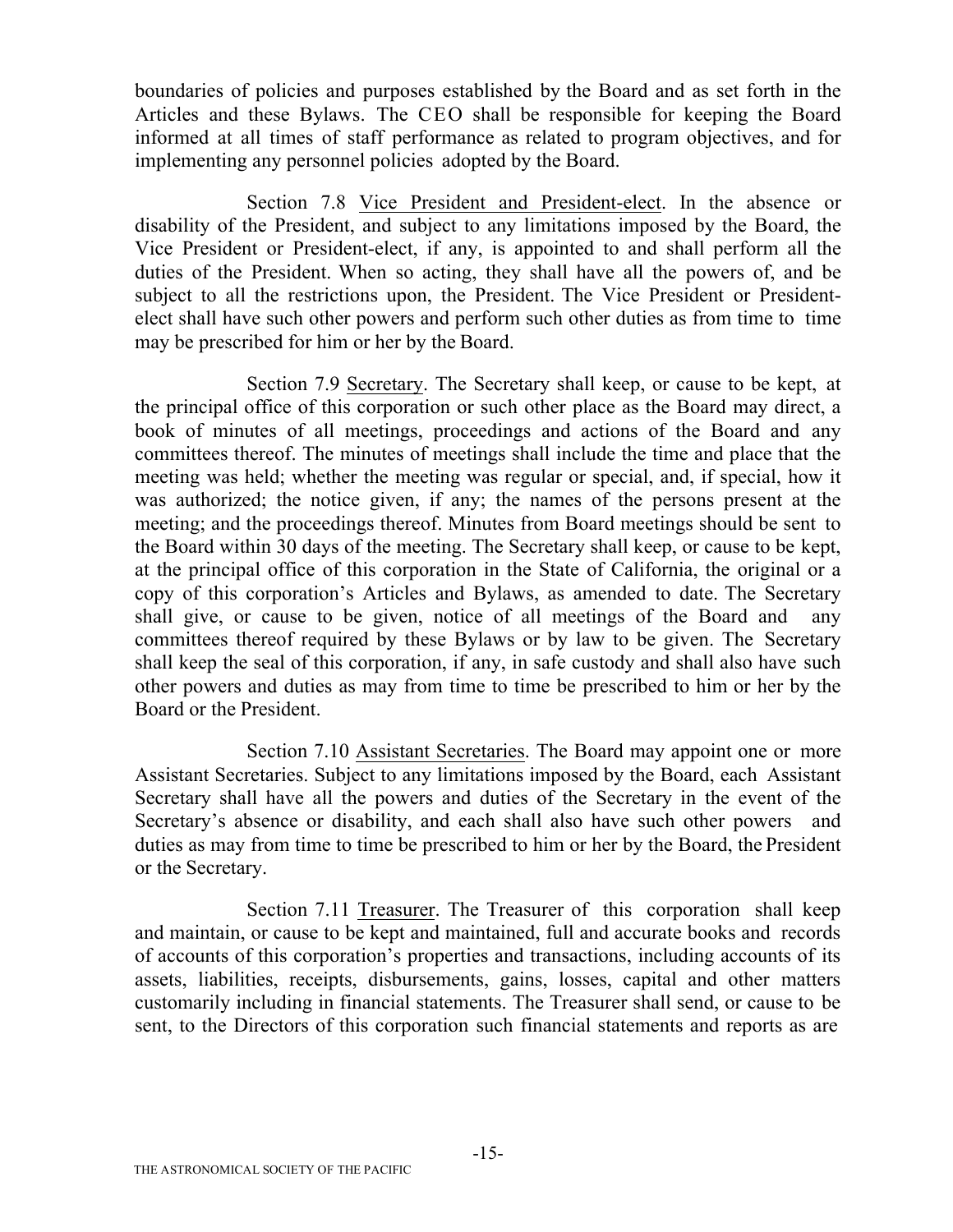boundaries of policies and purposes established by the Board and as set forth in the Articles and these Bylaws. The CEO shall be responsible for keeping the Board informed at all times of staff performance as related to program objectives, and for implementing any personnel policies adopted by the Board.

Section 7.8 Vice President and President-elect. In the absence or disability of the President, and subject to any limitations imposed by the Board, the Vice President or President-elect, if any, is appointed to and shall perform all the duties of the President. When so acting, they shall have all the powers of, and be subject to all the restrictions upon, the President. The Vice President or President-elect shall have such other powers and perform such other duties as from time to time may be prescribed for him or her by the Board.

Section 7.9 Secretary. The Secretary shall keep, or cause to be kept, at the principal office of this corporation or such other place as the Board may direct, a book of minutes of all meetings, proceedings and actions of the Board and any committees thereof. The minutes of meetings shall include the time and place that the meeting was held; whether the meeting was regular or special, and, if special, how it was authorized; the notice given, if any; the names of the persons present at the meeting; and the proceedings thereof. Minutes from Board meetings should be sent to the Board within 30 days of the meeting. The Secretary shall keep, or cause to be kept, at the principal office of this corporation in the State of California, the original or a copy of this corporation's Articles and Bylaws, as amended to date. The Secretary shall give, or cause to be given, notice of all meetings of the Board and any committees thereof required by these Bylaws or by law to be given. The Secretary shall keep the seal of this corporation, if any, in safe custody and shall also have such other powers and duties as may from time to time be prescribed to him or her by the Board or the President.

Section 7.10 Assistant Secretaries. The Board may appoint one or more Assistant Secretaries. Subject to any limitations imposed by the Board, each Assistant Secretary shall have all the powers and duties of the Secretary in the event of the Secretary's absence or disability, and each shall also have such other powers and duties as may from time to time be prescribed to him or her by the Board, the President or the Secretary.

Section 7.11 Treasurer. The Treasurer of this corporation shall keep and maintain, or cause to be kept and maintained, full and accurate books and records of accounts of this corporation's properties and transactions, including accounts of its assets, liabilities, receipts, disbursements, gains, losses, capital and other matters customarily including in financial statements. The Treasurer shall send, or cause to be sent, to the Directors of this corporation such financial statements and reports as are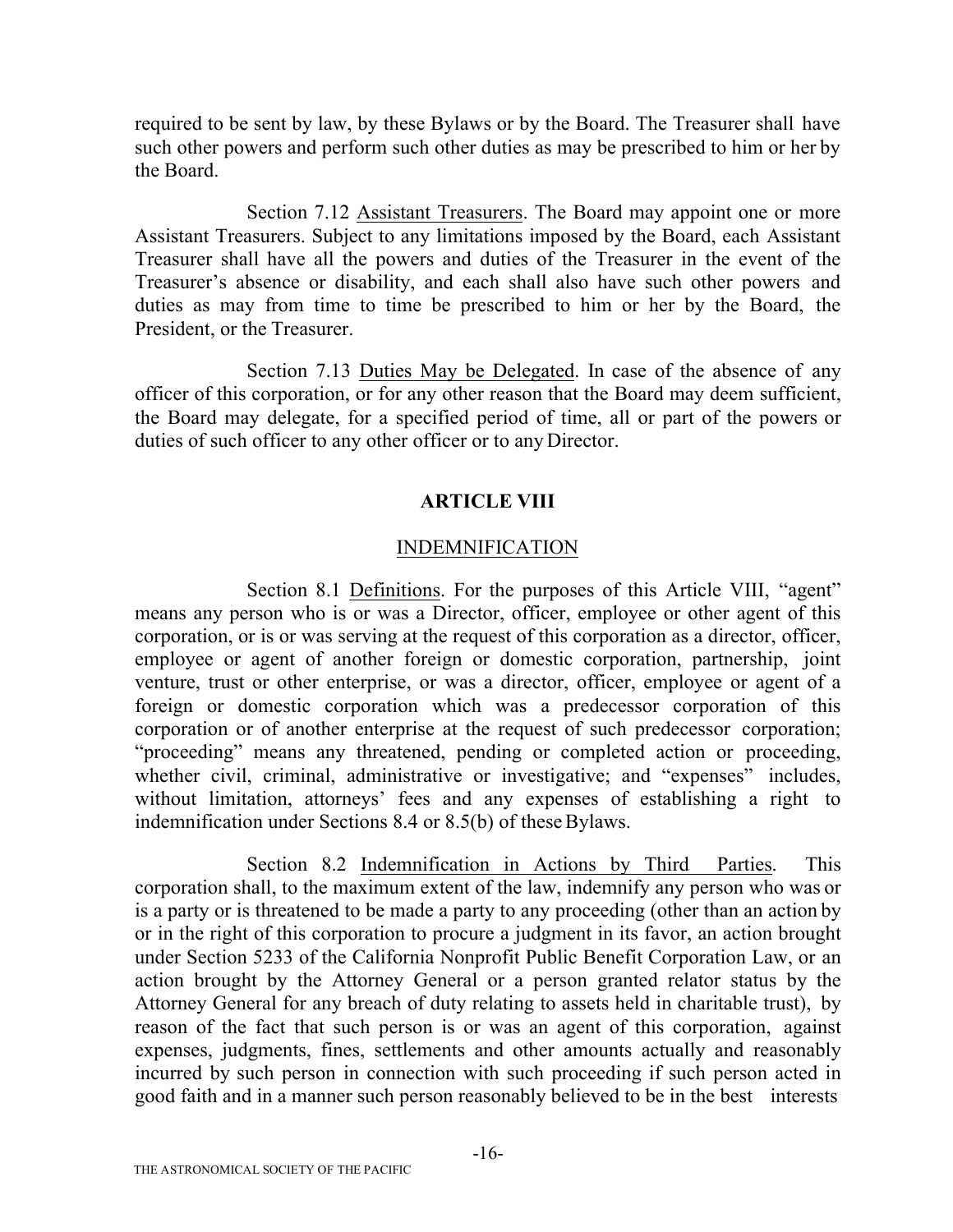required to be sent by law, by these Bylaws or by the Board. The Treasurer shall have such other powers and perform such other duties as may be prescribed to him or her by the Board.

Section 7.12 Assistant Treasurers. The Board may appoint one or more Assistant Treasurers. Subject to any limitations imposed by the Board, each Assistant Treasurer shall have all the powers and duties of the Treasurer in the event of the Treasurer's absence or disability, and each shall also have such other powers and duties as may from time to time be prescribed to him or her by the Board, the President, or the Treasurer.

Section 7.13 Duties May be Delegated. In case of the absence of any officer of this corporation, or for any other reason that the Board may deem sufficient, the Board may delegate, for a specified period of time, all or part of the powers or duties of such officer to any other officer or to any Director.

## ARTICLE VIII

### INDEMNIFICATION

Section 8.1 Definitions. For the purposes of this Article VIII, "agent" means any person who is or was a Director, officer, employee or other agent of this corporation, or is or was serving at the request of this corporation as a director, officer, employee or agent of another foreign or domestic corporation, partnership, joint venture, trust or other enterprise, or was a director, officer, employee or agent of a foreign or domestic corporation which was a predecessor corporation of this corporation or of another enterprise at the request of such predecessor corporation; "proceeding" means any threatened, pending or completed action or proceeding, whether civil, criminal, administrative or investigative; and "expenses" includes, without limitation, attorneys' fees and any expenses of establishing a right to indemnification under Sections 8.4 or 8.5(b) of these Bylaws.

Section 8.2 Indemnification in Actions by Third Parties. This corporation shall, to the maximum extent of the law, indemnify any person who was or is a party or is threatened to be made a party to any proceeding (other than an action by or in the right of this corporation to procure a judgment in its favor, an action brought under Section 5233 of the California Nonprofit Public Benefit Corporation Law, or an action brought by the Attorney General or a person granted relator status by the Attorney General for any breach of duty relating to assets held in charitable trust), by reason of the fact that such person is or was an agent of this corporation, against expenses, judgments, fines, settlements and other amounts actually and reasonably incurred by such person in connection with such proceeding if such person acted in good faith and in a manner such person reasonably believed to be in the best interests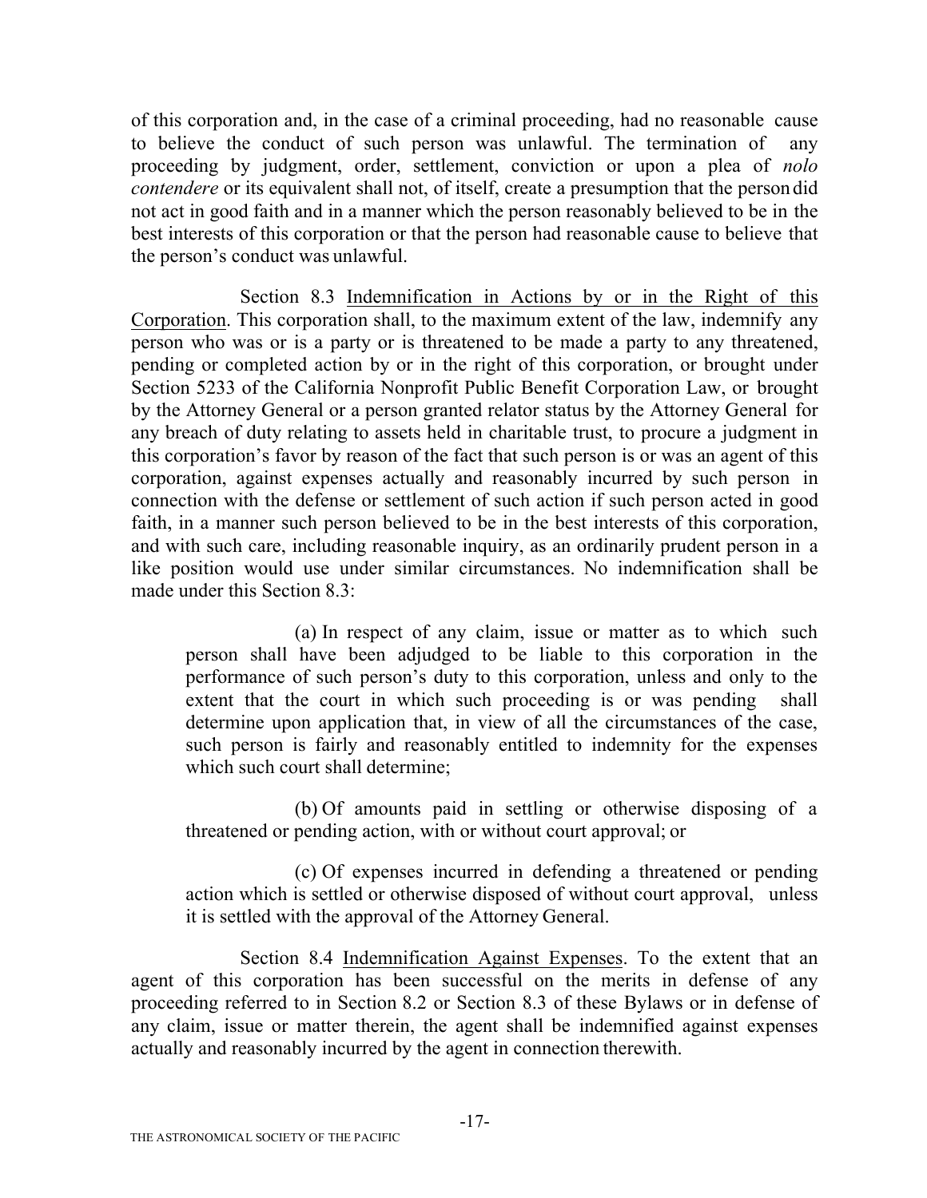of this corporation and, in the case of a criminal proceeding, had no reasonable cause to believe the conduct of such person was unlawful. The termination of any proceeding by judgment, order, settlement, conviction or upon a plea of *nolo contendere* or its equivalent shall not, of itself, create a presumption that the person did not act in good faith and in a manner which the person reasonably believed to be in the best interests of this corporation or that the person had reasonable cause to believe that the person's conduct was unlawful.

Section 8.3 Indemnification in Actions by or in the Right of this Corporation. This corporation shall, to the maximum extent of the law, indemnify any person who was or is a party or is threatened to be made a party to any threatened, pending or completed action by or in the right of this corporation, or brought under Section 5233 of the California Nonprofit Public Benefit Corporation Law, or brought by the Attorney General or a person granted relator status by the Attorney General for any breach of duty relating to assets held in charitable trust, to procure a judgment in this corporation's favor by reason of the fact that such person is or was an agent of this corporation, against expenses actually and reasonably incurred by such person in connection with the defense or settlement of such action if such person acted in good faith, in a manner such person believed to be in the best interests of this corporation, and with such care, including reasonable inquiry, as an ordinarily prudent person in a like position would use under similar circumstances. No indemnification shall be made under this Section 8.3:

(a) In respect of any claim, issue or matter as to which such person shall have been adjudged to be liable to this corporation in the performance of such person's duty to this corporation, unless and only to the extent that the court in which such proceeding is or was pending shall determine upon application that, in view of all the circumstances of the case, such person is fairly and reasonably entitled to indemnity for the expenses which such court shall determine;

(b) Of amounts paid in settling or otherwise disposing of a threatened or pending action, with or without court approval; or

(c) Of expenses incurred in defending a threatened or pending action which is settled or otherwise disposed of without court approval, unless it is settled with the approval of the Attorney General.

Section 8.4 Indemnification Against Expenses. To the extent that an agent of this corporation has been successful on the merits in defense of any proceeding referred to in Section 8.2 or Section 8.3 of these Bylaws or in defense of any claim, issue or matter therein, the agent shall be indemnified against expenses actually and reasonably incurred by the agent in connection therewith.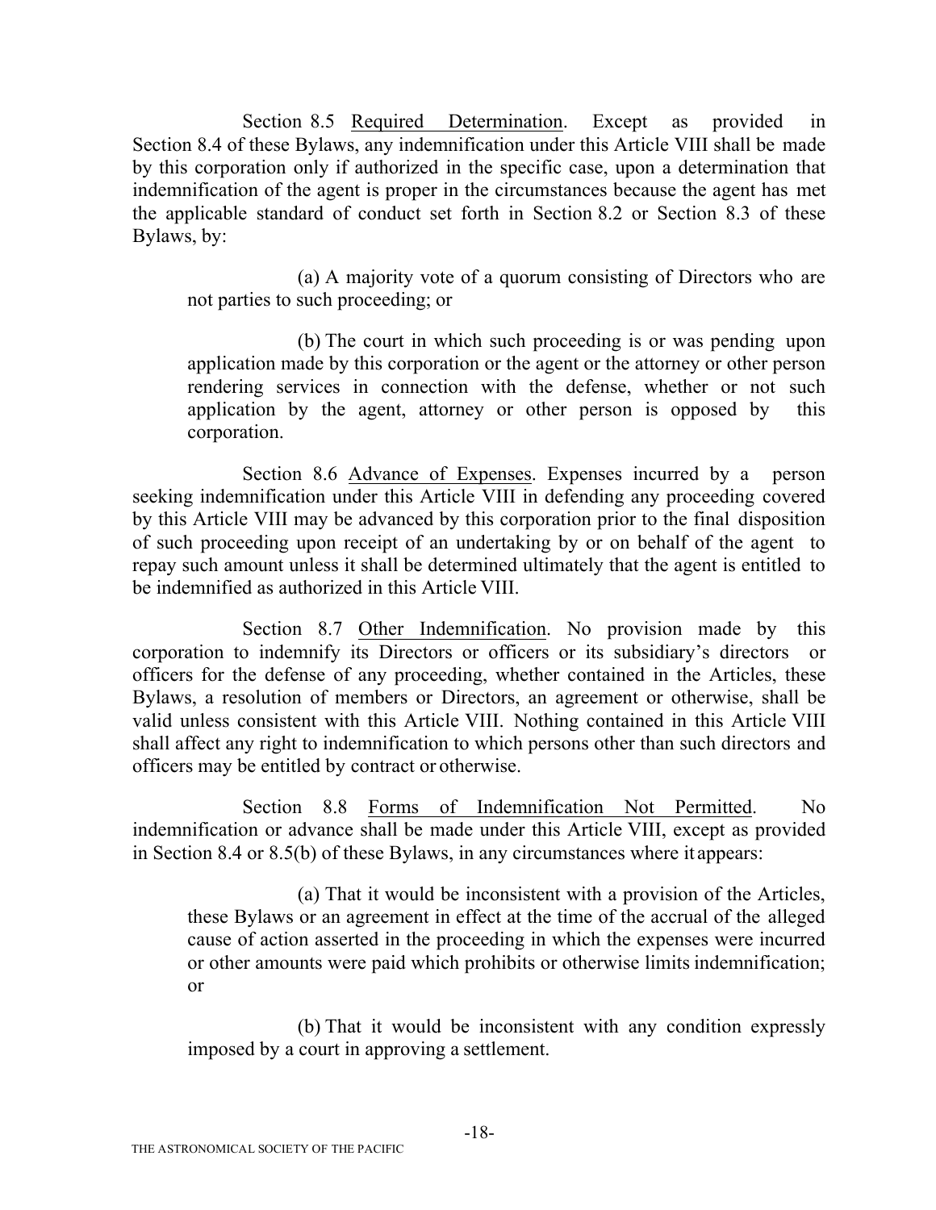Section 8.5 Required Determination. Except as provided in Section 8.4 of these Bylaws, any indemnification under this Article VIII shall be made by this corporation only if authorized in the specific case, upon a determination that indemnification of the agent is proper in the circumstances because the agent has met the applicable standard of conduct set forth in Section 8.2 or Section 8.3 of these Bylaws, by:

(a) A majority vote of a quorum consisting of Directors who are not parties to such proceeding; or

(b) The court in which such proceeding is or was pending upon application made by this corporation or the agent or the attorney or other person rendering services in connection with the defense, whether or not such application by the agent, attorney or other person is opposed by this corporation.

Section 8.6 Advance of Expenses. Expenses incurred by a person seeking indemnification under this Article VIII in defending any proceeding covered by this Article VIII may be advanced by this corporation prior to the final disposition of such proceeding upon receipt of an undertaking by or on behalf of the agent to repay such amount unless it shall be determined ultimately that the agent is entitled to be indemnified as authorized in this Article VIII.

Section 8.7 Other Indemnification. No provision made by this corporation to indemnify its Directors or officers or its subsidiary's directors or officers for the defense of any proceeding, whether contained in the Articles, these Bylaws, a resolution of members or Directors, an agreement or otherwise, shall be valid unless consistent with this Article VIII. Nothing contained in this Article VIII shall affect any right to indemnification to which persons other than such directors and officers may be entitled by contract or otherwise.

Section 8.8 Forms of Indemnification Not Permitted. No indemnification or advance shall be made under this Article VIII, except as provided in Section 8.4 or 8.5(b) of these Bylaws, in any circumstances where it appears:

(a) That it would be inconsistent with a provision of the Articles, these Bylaws or an agreement in effect at the time of the accrual of the alleged cause of action asserted in the proceeding in which the expenses were incurred or other amounts were paid which prohibits or otherwise limits indemnification; or

(b) That it would be inconsistent with any condition expressly imposed by a court in approving a settlement.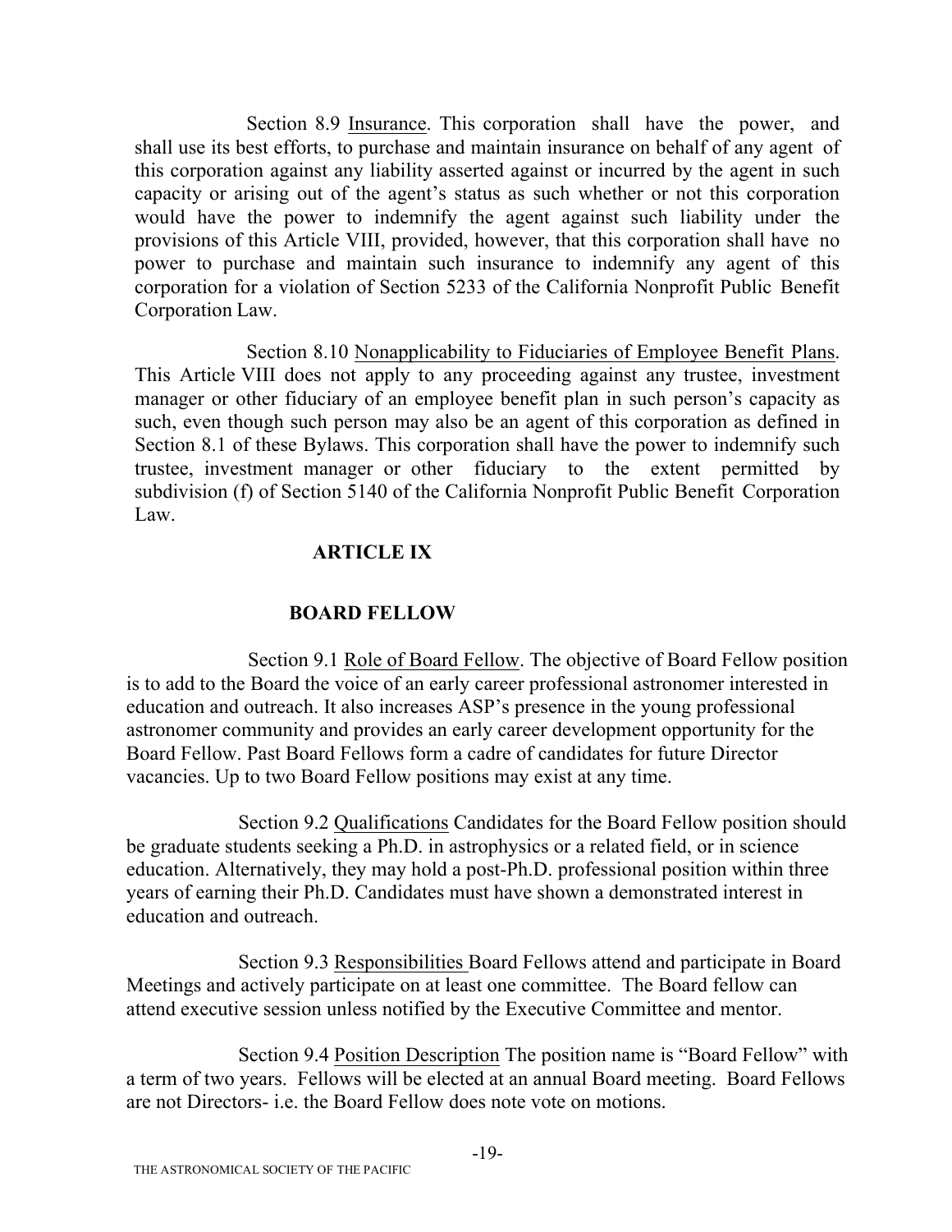Section 8.9 Insurance. This corporation shall have the power, and shall use its best efforts, to purchase and maintain insurance on behalf of any agent of this corporation against any liability asserted against or incurred by the agent in such capacity or arising out of the agent's status as such whether or not this corporation would have the power to indemnify the agent against such liability under the provisions of this Article VIII, provided, however, that this corporation shall have no power to purchase and maintain such insurance to indemnify any agent of this corporation for a violation of Section 5233 of the California Nonprofit Public Benefit Corporation Law.

Section 8.10 Nonapplicability to Fiduciaries of Employee Benefit Plans. This Article VIII does not apply to any proceeding against any trustee, investment manager or other fiduciary of an employee benefit plan in such person's capacity as such, even though such person may also be an agent of this corporation as defined in Section 8.1 of these Bylaws. This corporation shall have the power to indemnify such trustee, investment manager or other fiduciary to the extent permitted by subdivision (f) of Section 5140 of the California Nonprofit Public Benefit Corporation Law.

## ARTICLE IX

## BOARD FELLOW

Section 9.1 Role of Board Fellow. The objective of Board Fellow position is to add to the Board the voice of an early career professional astronomer interested in education and outreach. It also increases ASP's presence in the young professional astronomer community and provides an early career development opportunity for the Board Fellow. Past Board Fellows form a cadre of candidates for future Director vacancies. Up to two Board Fellow positions may exist at any time.

Section 9.2 Qualifications Candidates for the Board Fellow position should be graduate students seeking a Ph.D. in astrophysics or a related field, or in science education. Alternatively, they may hold a post-Ph.D. professional position within three years of earning their Ph.D. Candidates must have shown a demonstrated interest in education and outreach.

Section 9.3 Responsibilities Board Fellows attend and participate in Board Meetings and actively participate on at least one committee. The Board fellow can attend executive session unless notified by the Executive Committee and mentor.

Section 9.4 Position Description The position name is "Board Fellow" with a term of two years. Fellows will be elected at an annual Board meeting. Board Fellows are not Directors- i.e. the Board Fellow does note vote on motions.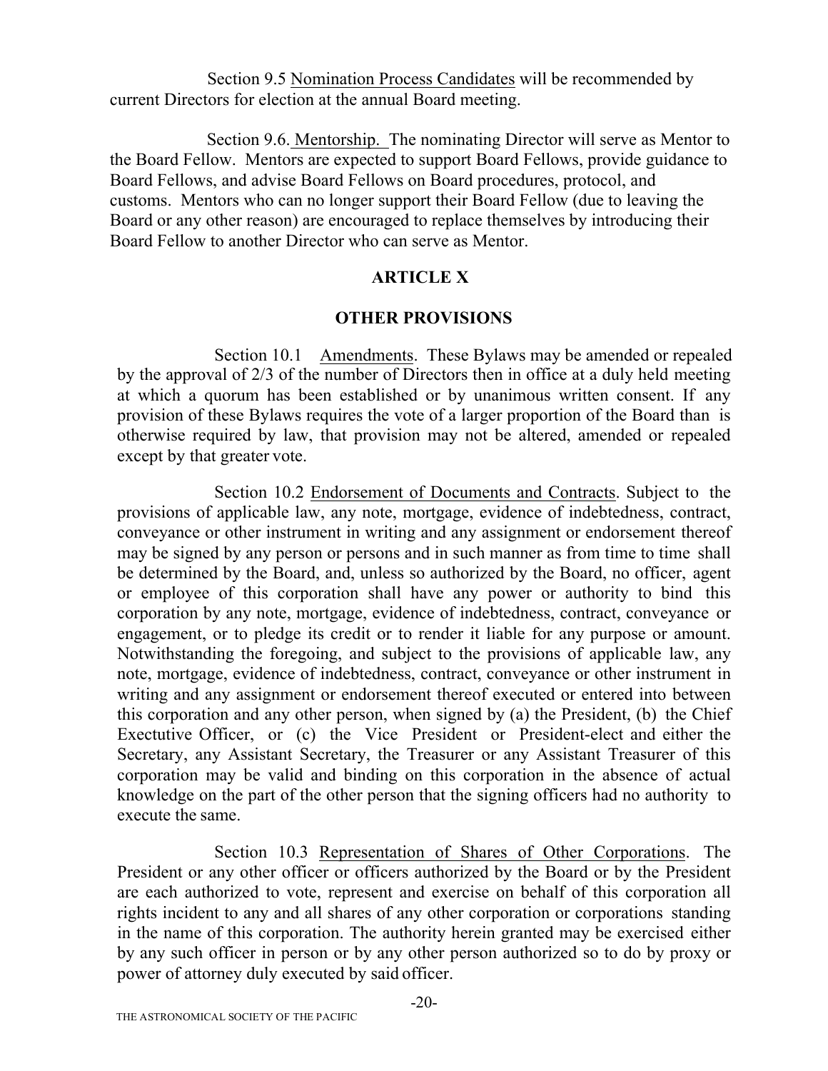Section 9.5 Nomination Process Candidates will be recommended by current Directors for election at the annual Board meeting.

Section 9.6. Mentorship. The nominating Director will serve as Mentor to the Board Fellow. Mentors are expected to support Board Fellows, provide guidance to Board Fellows, and advise Board Fellows on Board procedures, protocol, and customs. Mentors who can no longer support their Board Fellow (due to leaving the Board or any other reason) are encouraged to replace themselves by introducing their Board Fellow to another Director who can serve as Mentor.

## ARTICLE X

## OTHER PROVISIONS

Section 10.1 Amendments. These Bylaws may be amended or repealed by the approval of 2/3 of the number of Directors then in office at a duly held meeting at which a quorum has been established or by unanimous written consent. If any provision of these Bylaws requires the vote of a larger proportion of the Board than is otherwise required by law, that provision may not be altered, amended or repealed except by that greater vote.

Section 10.2 Endorsement of Documents and Contracts. Subject to the provisions of applicable law, any note, mortgage, evidence of indebtedness, contract, conveyance or other instrument in writing and any assignment or endorsement thereof may be signed by any person or persons and in such manner as from time to time shall be determined by the Board, and, unless so authorized by the Board, no officer, agent or employee of this corporation shall have any power or authority to bind this corporation by any note, mortgage, evidence of indebtedness, contract, conveyance or engagement, or to pledge its credit or to render it liable for any purpose or amount. Notwithstanding the foregoing, and subject to the provisions of applicable law, any note, mortgage, evidence of indebtedness, contract, conveyance or other instrument in writing and any assignment or endorsement thereof executed or entered into between this corporation and any other person, when signed by (a) the President, (b) the Chief Exectutive Officer, or (c) the Vice President or President-elect and either the Secretary, any Assistant Secretary, the Treasurer or any Assistant Treasurer of this corporation may be valid and binding on this corporation in the absence of actual knowledge on the part of the other person that the signing officers had no authority to execute the same.

Section 10.3 Representation of Shares of Other Corporations. The President or any other officer or officers authorized by the Board or by the President are each authorized to vote, represent and exercise on behalf of this corporation all rights incident to any and all shares of any other corporation or corporations standing in the name of this corporation. The authority herein granted may be exercised either by any such officer in person or by any other person authorized so to do by proxy or power of attorney duly executed by said officer.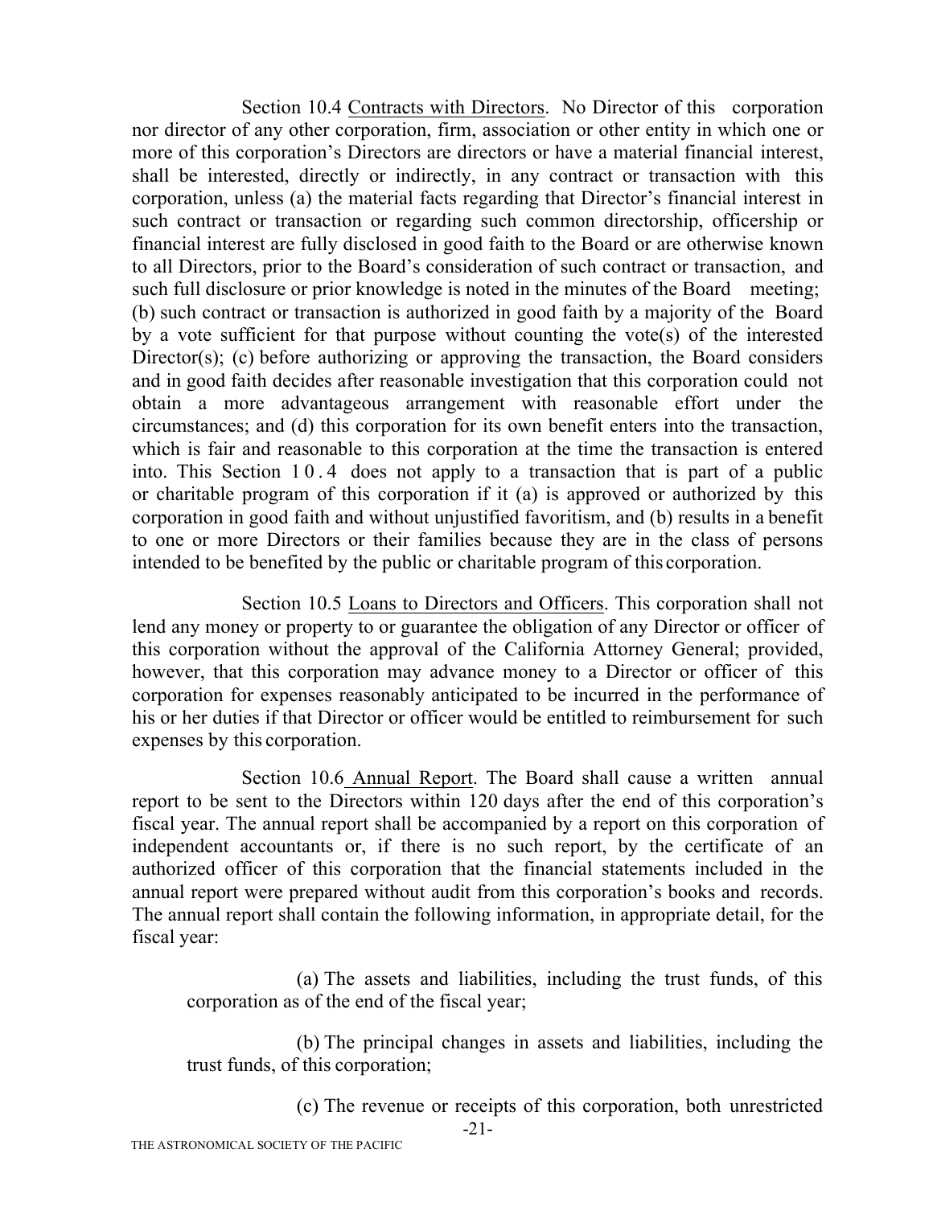Section 10.4 Contracts with Directors. No Director of this corporation nor director of any other corporation, firm, association or other entity in which one or more of this corporation's Directors are directors or have a material financial interest, shall be interested, directly or indirectly, in any contract or transaction with this corporation, unless (a) the material facts regarding that Director's financial interest in such contract or transaction or regarding such common directorship, officership or financial interest are fully disclosed in good faith to the Board or are otherwise known to all Directors, prior to the Board's consideration of such contract or transaction, and such full disclosure or prior knowledge is noted in the minutes of the Board meeting; (b) such contract or transaction is authorized in good faith by a majority of the Board by a vote sufficient for that purpose without counting the vote(s) of the interested Director(s); (c) before authorizing or approving the transaction, the Board considers and in good faith decides after reasonable investigation that this corporation could not obtain a more advantageous arrangement with reasonable effort under the circumstances; and (d) this corporation for its own benefit enters into the transaction, which is fair and reasonable to this corporation at the time the transaction is entered into. This Section 10.4 does not apply to a transaction that is part of a public or charitable program of this corporation if it (a) is approved or authorized by this corporation in good faith and without unjustified favoritism, and (b) results in a benefit to one or more Directors or their families because they are in the class of persons intended to be benefited by the public or charitable program of this corporation.

Section 10.5 Loans to Directors and Officers. This corporation shall not lend any money or property to or guarantee the obligation of any Director or officer of this corporation without the approval of the California Attorney General; provided, however, that this corporation may advance money to a Director or officer of this corporation for expenses reasonably anticipated to be incurred in the performance of his or her duties if that Director or officer would be entitled to reimbursement for such expenses by this corporation.

Section 10.6 Annual Report. The Board shall cause a written annual report to be sent to the Directors within 120 days after the end of this corporation's fiscal year. The annual report shall be accompanied by a report on this corporation of independent accountants or, if there is no such report, by the certificate of an authorized officer of this corporation that the financial statements included in the annual report were prepared without audit from this corporation's books and records. The annual report shall contain the following information, in appropriate detail, for the fiscal year:

(a) The assets and liabilities, including the trust funds, of this corporation as of the end of the fiscal year;

(b) The principal changes in assets and liabilities, including the trust funds, of this corporation;

(c) The revenue or receipts of this corporation, both unrestricted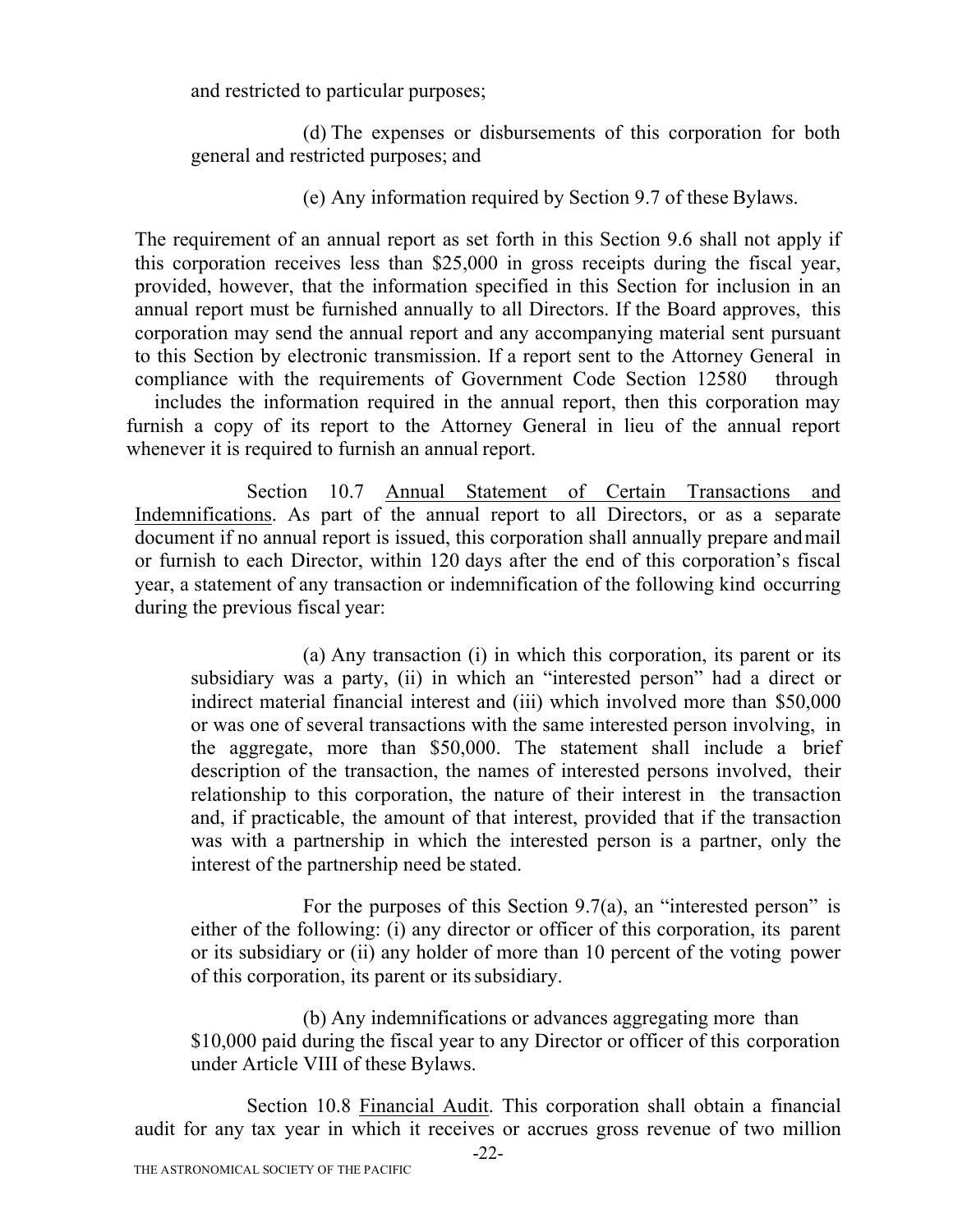and restricted to particular purposes;

(d) The expenses or disbursements of this corporation for both general and restricted purposes; and

(e) Any information required by Section 9.7 of these Bylaws.

The requirement of an annual report as set forth in this Section 9.6 shall not apply if this corporation receives less than $25,000 in gross receipts during the fiscal year, provided, however, that the information specified in this Section for inclusion in an annual report must be furnished annually to all Directors. If the Board approves, this corporation may send the annual report and any accompanying material sent pursuant to this Section by electronic transmission. If a report sent to the Attorney General in compliance with the requirements of Government Code Section 12580 through includes the information required in the annual report, then this corporation may furnish a copy of its report to the Attorney General in lieu of the annual report whenever it is required to furnish an annual report.

Section 10.7 Annual Statement of Certain Transactions and Indemnifications. As part of the annual report to all Directors, or as a separate document if no annual report is issued, this corporation shall annually prepare and mail or furnish to each Director, within 120 days after the end of this corporation's fiscal year, a statement of any transaction or indemnification of the following kind occurring during the previous fiscal year:

(a) Any transaction (i) in which this corporation, its parent or its subsidiary was a party, (ii) in which an "interested person" had a direct or indirect material financial interest and (iii) which involved more than $50,000 or was one of several transactions with the same interested person involving, in the aggregate, more than $50,000. The statement shall include a brief description of the transaction, the names of interested persons involved, their relationship to this corporation, the nature of their interest in the transaction and, if practicable, the amount of that interest, provided that if the transaction was with a partnership in which the interested person is a partner, only the interest of the partnership need be stated.

For the purposes of this Section 9.7(a), an "interested person" is either of the following: (i) any director or officer of this corporation, its parent or its subsidiary or (ii) any holder of more than 10 percent of the voting power of this corporation, its parent or its subsidiary.

(b) Any indemnifications or advances aggregating more than $10,000 paid during the fiscal year to any Director or officer of this corporation under Article VIII of these Bylaws.

Section 10.8 Financial Audit. This corporation shall obtain a financial audit for any tax year in which it receives or accrues gross revenue of two million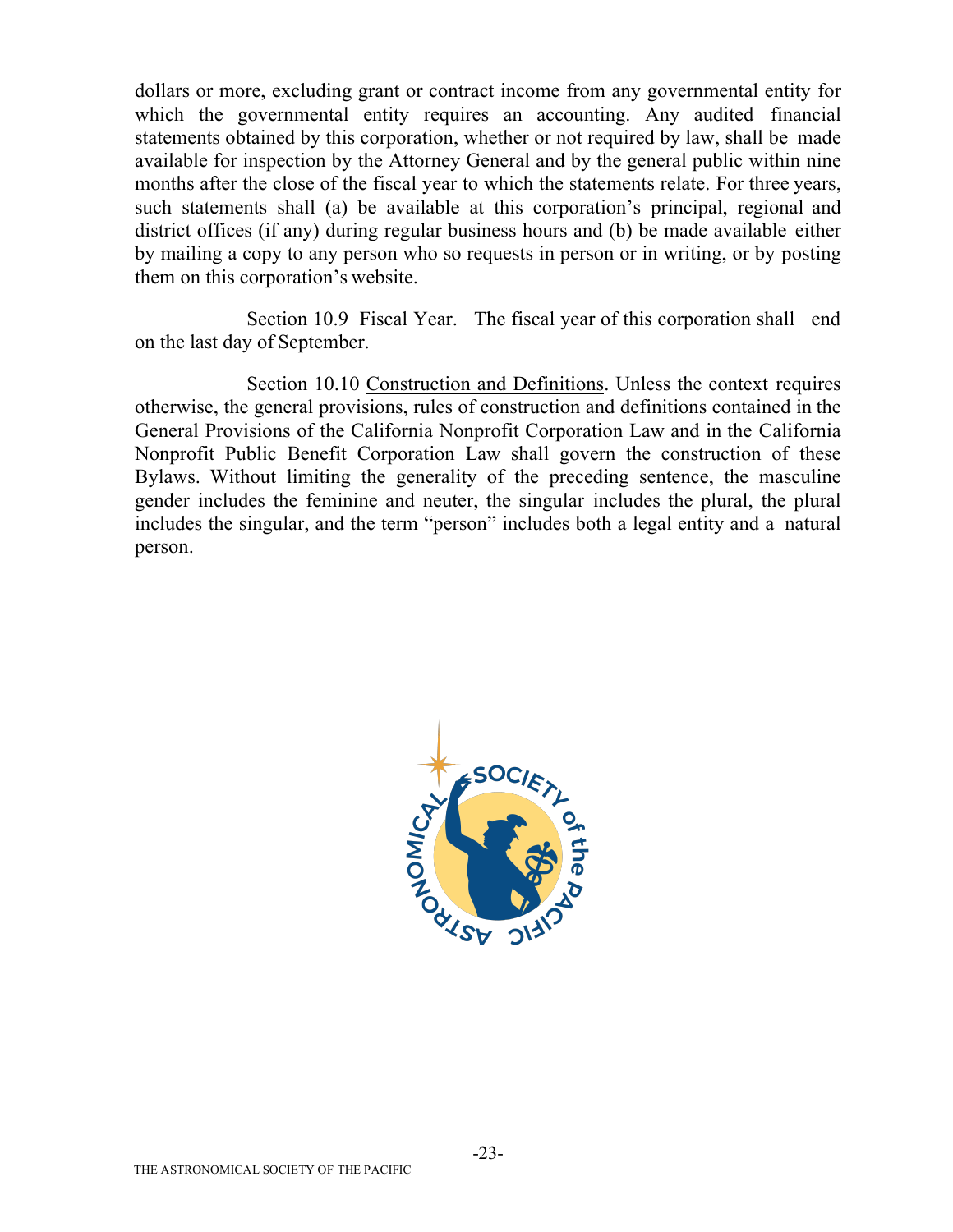dollars or more, excluding grant or contract income from any governmental entity for which the governmental entity requires an accounting. Any audited financial statements obtained by this corporation, whether or not required by law, shall be made available for inspection by the Attorney General and by the general public within nine months after the close of the fiscal year to which the statements relate. For three years, such statements shall (a) be available at this corporation's principal, regional and district offices (if any) during regular business hours and (b) be made available either by mailing a copy to any person who so requests in person or in writing, or by posting them on this corporation's website.

Section 10.9 Fiscal Year. The fiscal year of this corporation shall end on the last day of September.

Section 10.10 Construction and Definitions. Unless the context requires otherwise, the general provisions, rules of construction and definitions contained in the General Provisions of the California Nonprofit Corporation Law and in the California Nonprofit Public Benefit Corporation Law shall govern the construction of these Bylaws. Without limiting the generality of the preceding sentence, the masculine gender includes the feminine and neuter, the singular includes the plural, the plural includes the singular, and the term "person" includes both a legal entity and a natural person.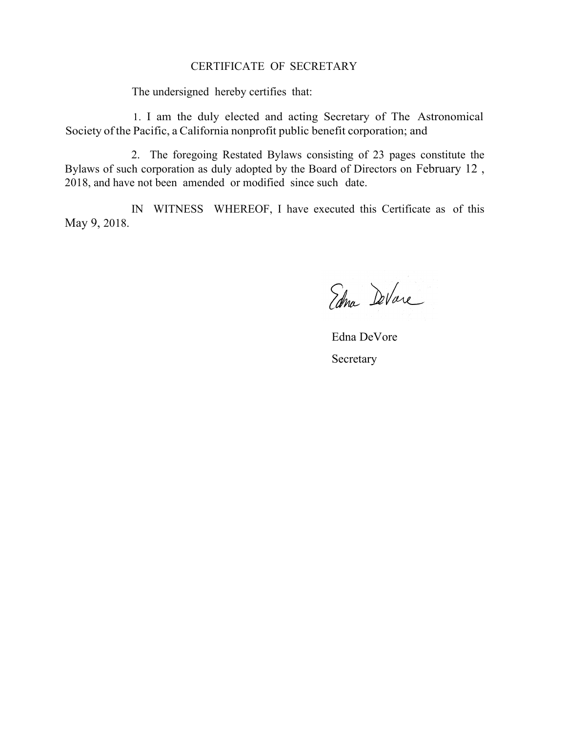# CERTIFICATE OF SECRETARY

The undersigned hereby certifies that:

1. I am the duly elected and acting Secretary of The Astronomical Society of the Pacific, a California nonprofit public benefit corporation; and

2. The foregoing Restated Bylaws consisting of 23 pages constitute the Bylaws of such corporation as duly adopted by the Board of Directors on February 12 , 2018, and have not been amended or modified since such date.

IN WITNESS WHEREOF, I have executed this Certificate as of this May 9, 2018.

Edna DeVore

Edna DeVore
Secretary